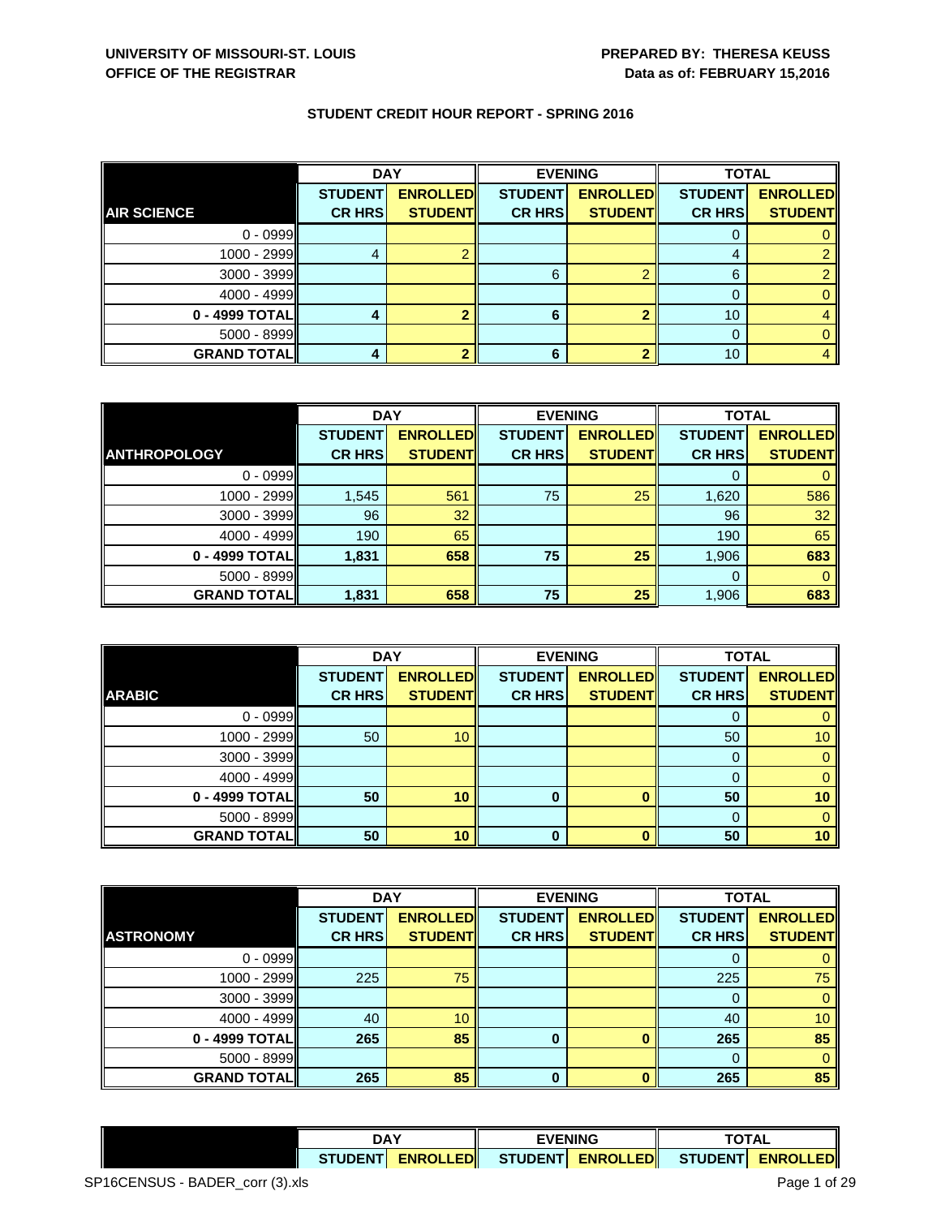**UNIVERSITY OF MISSOURI-ST. LOUIS**
**OFFICE OF THE REGISTRAR**

**PREPARED BY: THERESA KEUSS**
**Data as of: FEBRUARY 15,2016**

## STUDENT CREDIT HOUR REPORT - SPRING 2016

| | DAY | | EVENING | | TOTAL | |
|---|---|---|---|---|---|---|
| **AIR SCIENCE** | **STUDENT CR HRS** | **ENROLLED STUDENT** | **STUDENT CR HRS** | **ENROLLED STUDENT** | **STUDENT CR HRS** | **ENROLLED STUDENT** |
| 0 - 0999 | | | | | 0 | 0 |
| 1000 - 2999 | 4 | 2 | | | 4 | 2 |
| 3000 - 3999 | | | 6 | 2 | 6 | 2 |
| 4000 - 4999 | | | | | 0 | 0 |
| **0 - 4999 TOTAL** | **4** | **2** | **6** | **2** | 10 | 4 |
| 5000 - 8999 | | | | | 0 | 0 |
| **GRAND TOTAL** | **4** | **2** | **6** | **2** | 10 | 4 |

| | DAY | | EVENING | | TOTAL | |
|---|---|---|---|---|---|---|
| **ANTHROPOLOGY** | **STUDENT CR HRS** | **ENROLLED STUDENT** | **STUDENT CR HRS** | **ENROLLED STUDENT** | **STUDENT CR HRS** | **ENROLLED STUDENT** |
| 0 - 0999 | | | | | 0 | 0 |
| 1000 - 2999 | 1,545 | 561 | 75 | 25 | 1,620 | 586 |
| 3000 - 3999 | 96 | 32 | | | 96 | 32 |
| 4000 - 4999 | 190 | 65 | | | 190 | 65 |
| **0 - 4999 TOTAL** | **1,831** | **658** | **75** | **25** | 1,906 | **683** |
| 5000 - 8999 | | | | | 0 | 0 |
| **GRAND TOTAL** | **1,831** | **658** | **75** | **25** | 1,906 | **683** |

| | DAY | | EVENING | | TOTAL | |
|---|---|---|---|---|---|---|
| **ARABIC** | **STUDENT CR HRS** | **ENROLLED STUDENT** | **STUDENT CR HRS** | **ENROLLED STUDENT** | **STUDENT CR HRS** | **ENROLLED STUDENT** |
| 0 - 0999 | | | | | 0 | 0 |
| 1000 - 2999 | 50 | 10 | | | 50 | 10 |
| 3000 - 3999 | | | | | 0 | 0 |
| 4000 - 4999 | | | | | 0 | 0 |
| **0 - 4999 TOTAL** | **50** | **10** | **0** | **0** | **50** | **10** |
| 5000 - 8999 | | | | | 0 | 0 |
| **GRAND TOTAL** | **50** | **10** | **0** | **0** | **50** | **10** |

| | DAY | | EVENING | | TOTAL | |
|---|---|---|---|---|---|---|
| **ASTRONOMY** | **STUDENT CR HRS** | **ENROLLED STUDENT** | **STUDENT CR HRS** | **ENROLLED STUDENT** | **STUDENT CR HRS** | **ENROLLED STUDENT** |
| 0 - 0999 | | | | | 0 | 0 |
| 1000 - 2999 | 225 | 75 | | | 225 | 75 |
| 3000 - 3999 | | | | | 0 | 0 |
| 4000 - 4999 | 40 | 10 | | | 40 | 10 |
| **0 - 4999 TOTAL** | **265** | **85** | **0** | **0** | **265** | **85** |
| 5000 - 8999 | | | | | 0 | 0 |
| **GRAND TOTAL** | **265** | **85** | **0** | **0** | **265** | **85** |

| | DAY | | EVENING | | TOTAL | |
|---|---|---|---|---|---|---|
| | **STUDENT** | **ENROLLED** | **STUDENT** | **ENROLLED** | **STUDENT** | **ENROLLED** |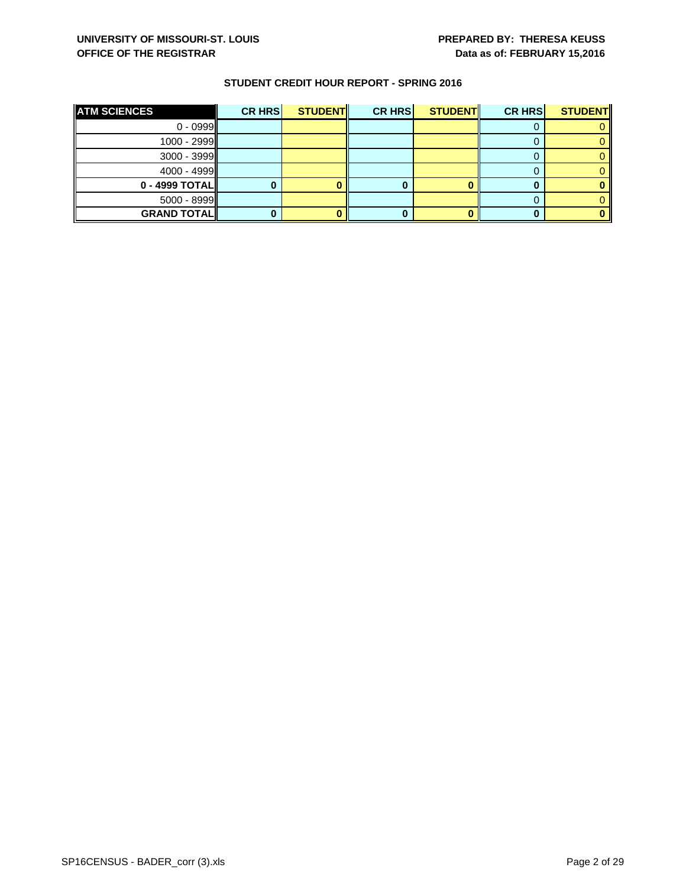**UNIVERSITY OF MISSOURI-ST. LOUIS**
**OFFICE OF THE REGISTRAR**

**PREPARED BY: THERESA KEUSS**
**Data as of: FEBRUARY 15,2016**

**STUDENT CREDIT HOUR REPORT - SPRING 2016**

| ATM SCIENCES | CR HRS | STUDENT | CR HRS | STUDENT | CR HRS | STUDENT |
|---|---|---|---|---|---|---|
| 0 - 0999 | | | | | 0 | 0 |
| 1000 - 2999 | | | | | 0 | 0 |
| 3000 - 3999 | | | | | 0 | 0 |
| 4000 - 4999 | | | | | 0 | 0 |
| **0 - 4999 TOTAL** | **0** | **0** | **0** | **0** | **0** | **0** |
| 5000 - 8999 | | | | | 0 | 0 |
| **GRAND TOTAL** | **0** | **0** | **0** | **0** | **0** | **0** |

SP16CENSUS - BADER_corr (3).xls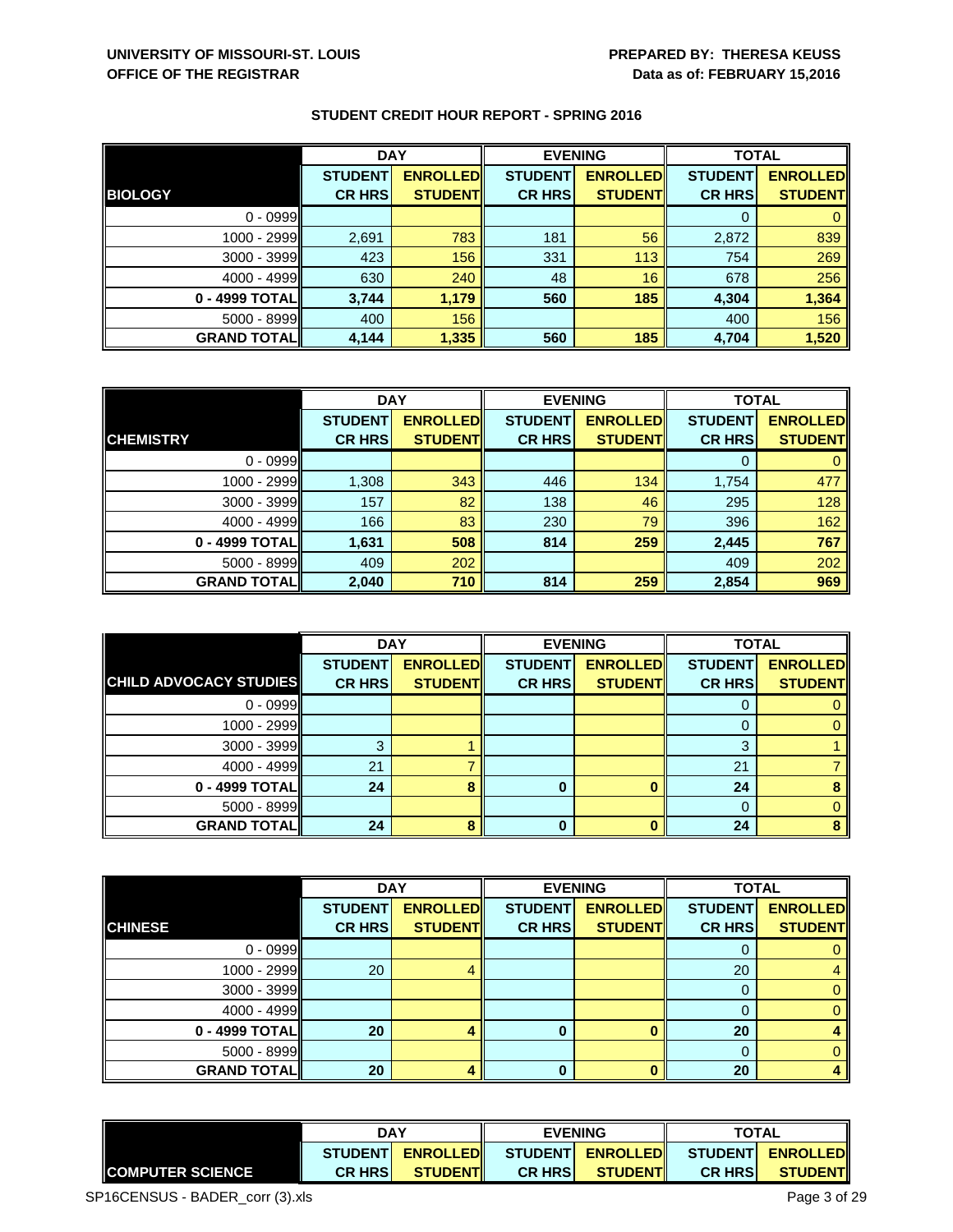**UNIVERSITY OF MISSOURI-ST. LOUIS**
**OFFICE OF THE REGISTRAR**

**PREPARED BY: THERESA KEUSS**
**Data as of: FEBRUARY 15,2016**

## STUDENT CREDIT HOUR REPORT - SPRING 2016

| | DAY | | EVENING | | TOTAL | |
|---|---|---|---|---|---|---|
| **BIOLOGY** | **STUDENT CR HRS** | **ENROLLED STUDENT** | **STUDENT CR HRS** | **ENROLLED STUDENT** | **STUDENT CR HRS** | **ENROLLED STUDENT** |
| 0 - 0999 | | | | | 0 | 0 |
| 1000 - 2999 | 2,691 | 783 | 181 | 56 | 2,872 | 839 |
| 3000 - 3999 | 423 | 156 | 331 | 113 | 754 | 269 |
| 4000 - 4999 | 630 | 240 | 48 | 16 | 678 | 256 |
| **0 - 4999 TOTAL** | **3,744** | **1,179** | **560** | **185** | **4,304** | **1,364** |
| 5000 - 8999 | 400 | 156 | | | 400 | 156 |
| **GRAND TOTAL** | **4,144** | **1,335** | **560** | **185** | **4,704** | **1,520** |

| | DAY | | EVENING | | TOTAL | |
|---|---|---|---|---|---|---|
| **CHEMISTRY** | **STUDENT CR HRS** | **ENROLLED STUDENT** | **STUDENT CR HRS** | **ENROLLED STUDENT** | **STUDENT CR HRS** | **ENROLLED STUDENT** |
| 0 - 0999 | | | | | 0 | 0 |
| 1000 - 2999 | 1,308 | 343 | 446 | 134 | 1,754 | 477 |
| 3000 - 3999 | 157 | 82 | 138 | 46 | 295 | 128 |
| 4000 - 4999 | 166 | 83 | 230 | 79 | 396 | 162 |
| **0 - 4999 TOTAL** | **1,631** | **508** | **814** | **259** | **2,445** | **767** |
| 5000 - 8999 | 409 | 202 | | | 409 | 202 |
| **GRAND TOTAL** | **2,040** | **710** | **814** | **259** | **2,854** | **969** |

| | DAY | | EVENING | | TOTAL | |
|---|---|---|---|---|---|---|
| **CHILD ADVOCACY STUDIES** | **STUDENT CR HRS** | **ENROLLED STUDENT** | **STUDENT CR HRS** | **ENROLLED STUDENT** | **STUDENT CR HRS** | **ENROLLED STUDENT** |
| 0 - 0999 | | | | | 0 | 0 |
| 1000 - 2999 | | | | | 0 | 0 |
| 3000 - 3999 | 3 | 1 | | | 3 | 1 |
| 4000 - 4999 | 21 | 7 | | | 21 | 7 |
| **0 - 4999 TOTAL** | **24** | **8** | **0** | **0** | **24** | **8** |
| 5000 - 8999 | | | | | 0 | 0 |
| **GRAND TOTAL** | **24** | **8** | **0** | **0** | **24** | **8** |

| | DAY | | EVENING | | TOTAL | |
|---|---|---|---|---|---|---|
| **CHINESE** | **STUDENT CR HRS** | **ENROLLED STUDENT** | **STUDENT CR HRS** | **ENROLLED STUDENT** | **STUDENT CR HRS** | **ENROLLED STUDENT** |
| 0 - 0999 | | | | | 0 | 0 |
| 1000 - 2999 | 20 | 4 | | | 20 | 4 |
| 3000 - 3999 | | | | | 0 | 0 |
| 4000 - 4999 | | | | | 0 | 0 |
| **0 - 4999 TOTAL** | **20** | **4** | **0** | **0** | **20** | **4** |
| 5000 - 8999 | | | | | 0 | 0 |
| **GRAND TOTAL** | **20** | **4** | **0** | **0** | **20** | **4** |

| | DAY | | EVENING | | TOTAL | |
|---|---|---|---|---|---|---|
| **COMPUTER SCIENCE** | **STUDENT CR HRS** | **ENROLLED STUDENT** | **STUDENT CR HRS** | **ENROLLED STUDENT** | **STUDENT CR HRS** | **ENROLLED STUDENT** |

SP16CENSUS - BADER_corr (3).xls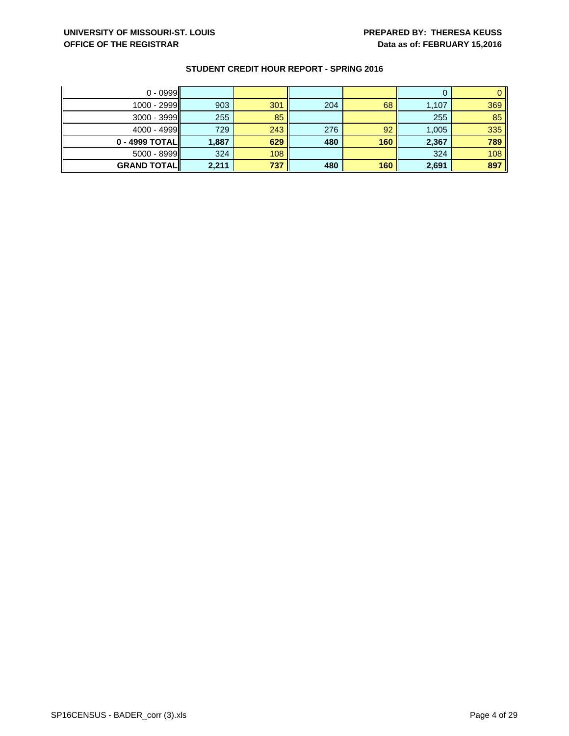**UNIVERSITY OF MISSOURI-ST. LOUIS**
**OFFICE OF THE REGISTRAR**

**PREPARED BY: THERESA KEUSS**
**Data as of: FEBRUARY 15,2016**

## STUDENT CREDIT HOUR REPORT - SPRING 2016

| | | | | | | |
|---|---|---|---|---|---|---|
| 0 - 0999 | | | | | 0 | 0 |
| 1000 - 2999 | 903 | 301 | 204 | 68 | 1,107 | 369 |
| 3000 - 3999 | 255 | 85 | | | 255 | 85 |
| 4000 - 4999 | 729 | 243 | 276 | 92 | 1,005 | 335 |
| **0 - 4999 TOTAL** | **1,887** | **629** | **480** | **160** | **2,367** | **789** |
| 5000 - 8999 | 324 | 108 | | | 324 | 108 |
| **GRAND TOTAL** | **2,211** | **737** | **480** | **160** | **2,691** | **897** |

SP16CENSUS - BADER_corr (3).xls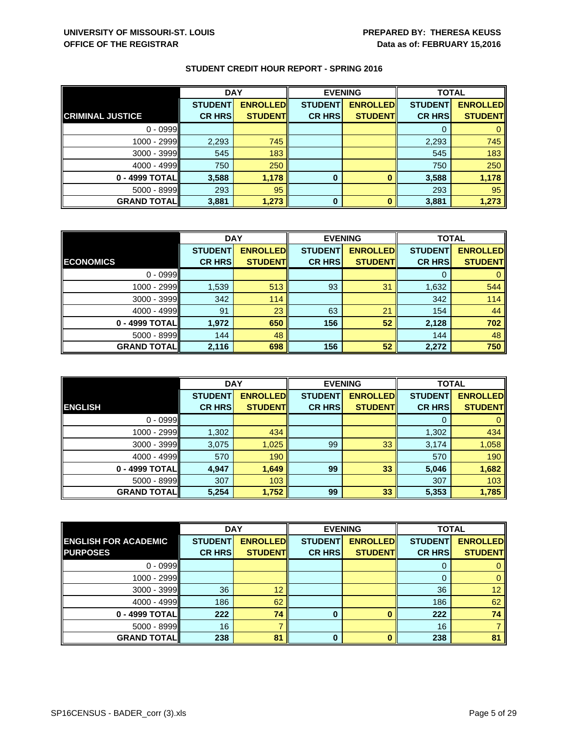**UNIVERSITY OF MISSOURI-ST. LOUIS**
**OFFICE OF THE REGISTRAR**

**PREPARED BY: THERESA KEUSS**
**Data as of: FEBRUARY 15,2016**

## STUDENT CREDIT HOUR REPORT - SPRING 2016

| | DAY | | EVENING | | TOTAL | |
|---|---|---|---|---|---|---|
| **CRIMINAL JUSTICE** | **STUDENT CR HRS** | **ENROLLED STUDENT** | **STUDENT CR HRS** | **ENROLLED STUDENT** | **STUDENT CR HRS** | **ENROLLED STUDENT** |
| 0 - 0999 | | | | | 0 | 0 |
| 1000 - 2999 | 2,293 | 745 | | | 2,293 | 745 |
| 3000 - 3999 | 545 | 183 | | | 545 | 183 |
| 4000 - 4999 | 750 | 250 | | | 750 | 250 |
| **0 - 4999 TOTAL** | **3,588** | **1,178** | **0** | **0** | **3,588** | **1,178** |
| 5000 - 8999 | 293 | 95 | | | 293 | 95 |
| **GRAND TOTAL** | **3,881** | **1,273** | **0** | **0** | **3,881** | **1,273** |

| | DAY | | EVENING | | TOTAL | |
|---|---|---|---|---|---|---|
| **ECONOMICS** | **STUDENT CR HRS** | **ENROLLED STUDENT** | **STUDENT CR HRS** | **ENROLLED STUDENT** | **STUDENT CR HRS** | **ENROLLED STUDENT** |
| 0 - 0999 | | | | | 0 | 0 |
| 1000 - 2999 | 1,539 | 513 | 93 | 31 | 1,632 | 544 |
| 3000 - 3999 | 342 | 114 | | | 342 | 114 |
| 4000 - 4999 | 91 | 23 | 63 | 21 | 154 | 44 |
| **0 - 4999 TOTAL** | **1,972** | **650** | **156** | **52** | **2,128** | **702** |
| 5000 - 8999 | 144 | 48 | | | 144 | 48 |
| **GRAND TOTAL** | **2,116** | **698** | **156** | **52** | **2,272** | **750** |

| | DAY | | EVENING | | TOTAL | |
|---|---|---|---|---|---|---|
| **ENGLISH** | **STUDENT CR HRS** | **ENROLLED STUDENT** | **STUDENT CR HRS** | **ENROLLED STUDENT** | **STUDENT CR HRS** | **ENROLLED STUDENT** |
| 0 - 0999 | | | | | 0 | 0 |
| 1000 - 2999 | 1,302 | 434 | | | 1,302 | 434 |
| 3000 - 3999 | 3,075 | 1,025 | 99 | 33 | 3,174 | 1,058 |
| 4000 - 4999 | 570 | 190 | | | 570 | 190 |
| **0 - 4999 TOTAL** | **4,947** | **1,649** | **99** | **33** | **5,046** | **1,682** |
| 5000 - 8999 | 307 | 103 | | | 307 | 103 |
| **GRAND TOTAL** | **5,254** | **1,752** | **99** | **33** | **5,353** | **1,785** |

| | DAY | | EVENING | | TOTAL | |
|---|---|---|---|---|---|---|
| **ENGLISH FOR ACADEMIC PURPOSES** | **STUDENT CR HRS** | **ENROLLED STUDENT** | **STUDENT CR HRS** | **ENROLLED STUDENT** | **STUDENT CR HRS** | **ENROLLED STUDENT** |
| 0 - 0999 | | | | | 0 | 0 |
| 1000 - 2999 | | | | | 0 | 0 |
| 3000 - 3999 | 36 | 12 | | | 36 | 12 |
| 4000 - 4999 | 186 | 62 | | | 186 | 62 |
| **0 - 4999 TOTAL** | **222** | **74** | **0** | **0** | **222** | **74** |
| 5000 - 8999 | 16 | 7 | | | 16 | 7 |
| **GRAND TOTAL** | **238** | **81** | **0** | **0** | **238** | **81** |

SP16CENSUS - BADER_corr (3).xls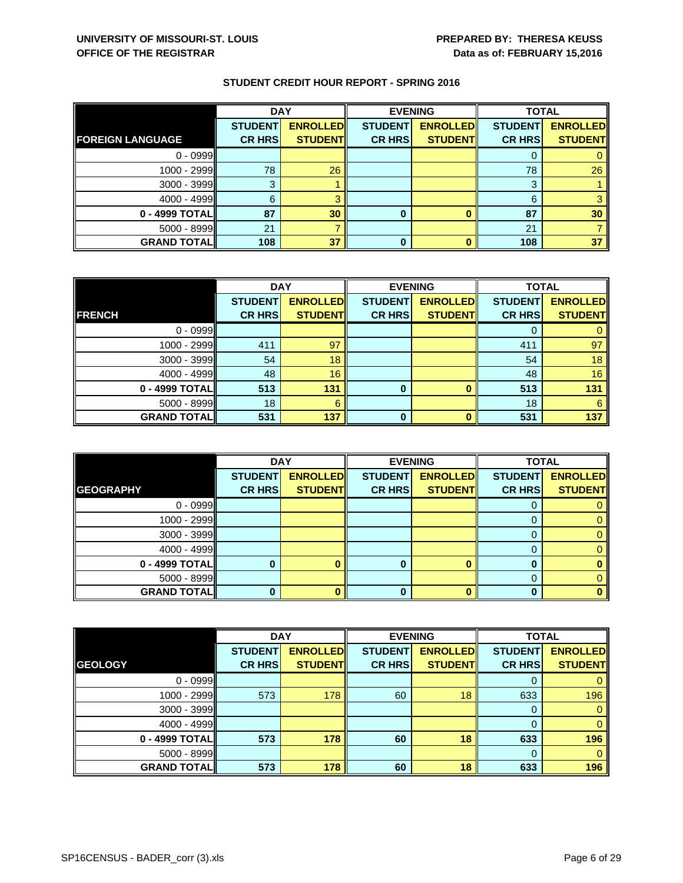**UNIVERSITY OF MISSOURI-ST. LOUIS**
**OFFICE OF THE REGISTRAR**

**PREPARED BY: THERESA KEUSS**
**Data as of: FEBRUARY 15,2016**

## STUDENT CREDIT HOUR REPORT - SPRING 2016

| | DAY | | EVENING | | TOTAL | |
|---|---|---|---|---|---|---|
| **FOREIGN LANGUAGE** | **STUDENT CR HRS** | **ENROLLED STUDENT** | **STUDENT CR HRS** | **ENROLLED STUDENT** | **STUDENT CR HRS** | **ENROLLED STUDENT** |
| 0 - 0999 | | | | | 0 | 0 |
| 1000 - 2999 | 78 | 26 | | | 78 | 26 |
| 3000 - 3999 | 3 | 1 | | | 3 | 1 |
| 4000 - 4999 | 6 | 3 | | | 6 | 3 |
| **0 - 4999 TOTAL** | **87** | **30** | **0** | **0** | **87** | **30** |
| 5000 - 8999 | 21 | 7 | | | 21 | 7 |
| **GRAND TOTAL** | **108** | **37** | **0** | **0** | **108** | **37** |

| | DAY | | EVENING | | TOTAL | |
|---|---|---|---|---|---|---|
| **FRENCH** | **STUDENT CR HRS** | **ENROLLED STUDENT** | **STUDENT CR HRS** | **ENROLLED STUDENT** | **STUDENT CR HRS** | **ENROLLED STUDENT** |
| 0 - 0999 | | | | | 0 | 0 |
| 1000 - 2999 | 411 | 97 | | | 411 | 97 |
| 3000 - 3999 | 54 | 18 | | | 54 | 18 |
| 4000 - 4999 | 48 | 16 | | | 48 | 16 |
| **0 - 4999 TOTAL** | **513** | **131** | **0** | **0** | **513** | **131** |
| 5000 - 8999 | 18 | 6 | | | 18 | 6 |
| **GRAND TOTAL** | **531** | **137** | **0** | **0** | **531** | **137** |

| | DAY | | EVENING | | TOTAL | |
|---|---|---|---|---|---|---|
| **GEOGRAPHY** | **STUDENT CR HRS** | **ENROLLED STUDENT** | **STUDENT CR HRS** | **ENROLLED STUDENT** | **STUDENT CR HRS** | **ENROLLED STUDENT** |
| 0 - 0999 | | | | | 0 | 0 |
| 1000 - 2999 | | | | | 0 | 0 |
| 3000 - 3999 | | | | | 0 | 0 |
| 4000 - 4999 | | | | | 0 | 0 |
| **0 - 4999 TOTAL** | **0** | **0** | **0** | **0** | **0** | **0** |
| 5000 - 8999 | | | | | 0 | 0 |
| **GRAND TOTAL** | **0** | **0** | **0** | **0** | **0** | **0** |

| | DAY | | EVENING | | TOTAL | |
|---|---|---|---|---|---|---|
| **GEOLOGY** | **STUDENT CR HRS** | **ENROLLED STUDENT** | **STUDENT CR HRS** | **ENROLLED STUDENT** | **STUDENT CR HRS** | **ENROLLED STUDENT** |
| 0 - 0999 | | | | | 0 | 0 |
| 1000 - 2999 | 573 | 178 | 60 | 18 | 633 | 196 |
| 3000 - 3999 | | | | | 0 | 0 |
| 4000 - 4999 | | | | | 0 | 0 |
| **0 - 4999 TOTAL** | **573** | **178** | **60** | **18** | **633** | **196** |
| 5000 - 8999 | | | | | 0 | 0 |
| **GRAND TOTAL** | **573** | **178** | **60** | **18** | **633** | **196** |

SP16CENSUS - BADER_corr (3).xls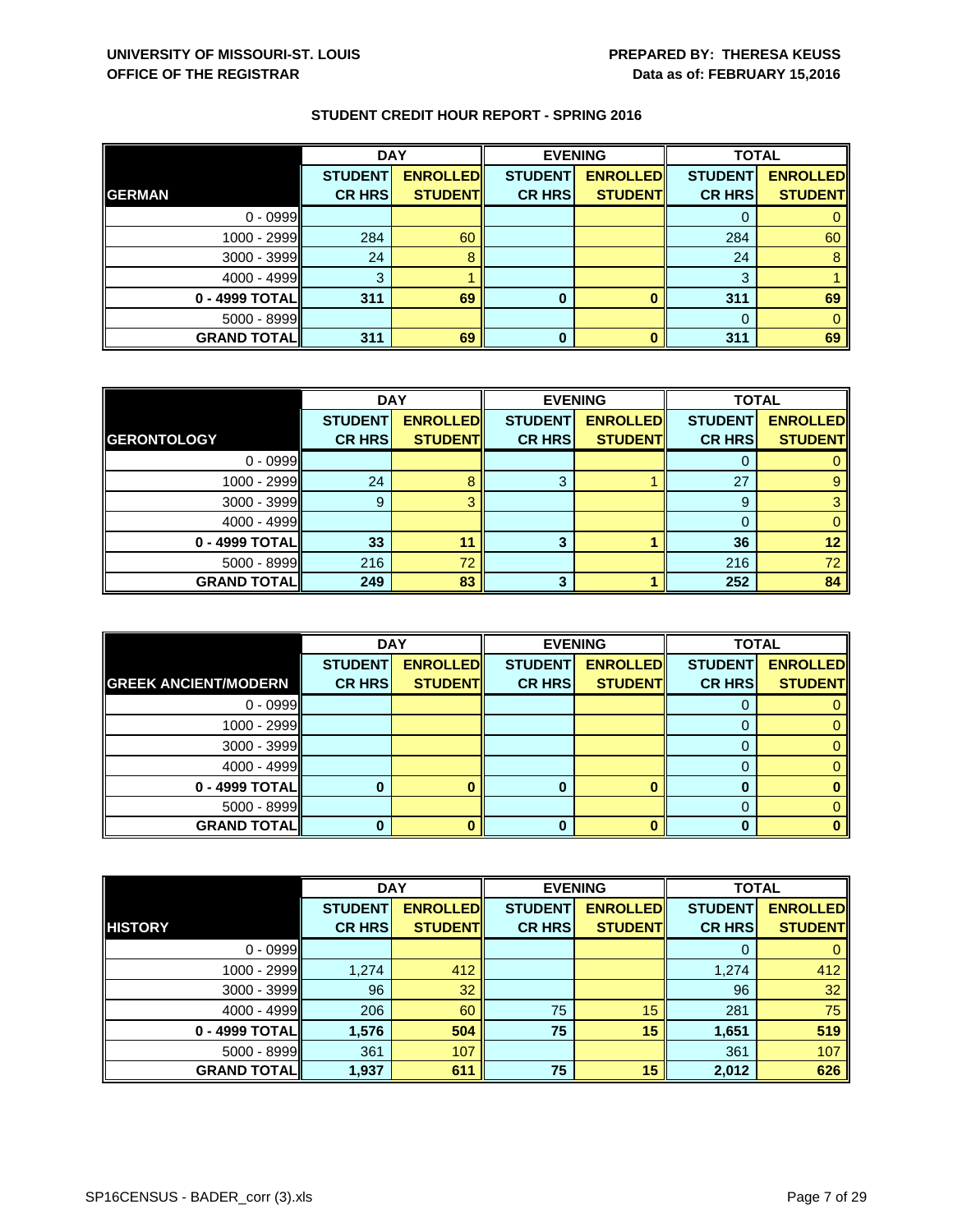**UNIVERSITY OF MISSOURI-ST. LOUIS**
**OFFICE OF THE REGISTRAR**

**PREPARED BY: THERESA KEUSS**
**Data as of: FEBRUARY 15,2016**

## STUDENT CREDIT HOUR REPORT - SPRING 2016

| | DAY | | EVENING | | TOTAL | |
|---|---|---|---|---|---|---|
| **GERMAN** | **STUDENT CR HRS** | **ENROLLED STUDENT** | **STUDENT CR HRS** | **ENROLLED STUDENT** | **STUDENT CR HRS** | **ENROLLED STUDENT** |
| 0 - 0999 | | | | | 0 | 0 |
| 1000 - 2999 | 284 | 60 | | | 284 | 60 |
| 3000 - 3999 | 24 | 8 | | | 24 | 8 |
| 4000 - 4999 | 3 | 1 | | | 3 | 1 |
| **0 - 4999 TOTAL** | **311** | **69** | **0** | **0** | **311** | **69** |
| 5000 - 8999 | | | | | 0 | 0 |
| **GRAND TOTAL** | **311** | **69** | **0** | **0** | **311** | **69** |

| | DAY | | EVENING | | TOTAL | |
|---|---|---|---|---|---|---|
| **GERONTOLOGY** | **STUDENT CR HRS** | **ENROLLED STUDENT** | **STUDENT CR HRS** | **ENROLLED STUDENT** | **STUDENT CR HRS** | **ENROLLED STUDENT** |
| 0 - 0999 | | | | | 0 | 0 |
| 1000 - 2999 | 24 | 8 | 3 | 1 | 27 | 9 |
| 3000 - 3999 | 9 | 3 | | | 9 | 3 |
| 4000 - 4999 | | | | | 0 | 0 |
| **0 - 4999 TOTAL** | **33** | **11** | **3** | **1** | **36** | **12** |
| 5000 - 8999 | 216 | 72 | | | 216 | 72 |
| **GRAND TOTAL** | **249** | **83** | **3** | **1** | **252** | **84** |

| | DAY | | EVENING | | TOTAL | |
|---|---|---|---|---|---|---|
| **GREEK ANCIENT/MODERN** | **STUDENT CR HRS** | **ENROLLED STUDENT** | **STUDENT CR HRS** | **ENROLLED STUDENT** | **STUDENT CR HRS** | **ENROLLED STUDENT** |
| 0 - 0999 | | | | | 0 | 0 |
| 1000 - 2999 | | | | | 0 | 0 |
| 3000 - 3999 | | | | | 0 | 0 |
| 4000 - 4999 | | | | | 0 | 0 |
| **0 - 4999 TOTAL** | **0** | **0** | **0** | **0** | **0** | **0** |
| 5000 - 8999 | | | | | 0 | 0 |
| **GRAND TOTAL** | **0** | **0** | **0** | **0** | **0** | **0** |

| | DAY | | EVENING | | TOTAL | |
|---|---|---|---|---|---|---|
| **HISTORY** | **STUDENT CR HRS** | **ENROLLED STUDENT** | **STUDENT CR HRS** | **ENROLLED STUDENT** | **STUDENT CR HRS** | **ENROLLED STUDENT** |
| 0 - 0999 | | | | | 0 | 0 |
| 1000 - 2999 | 1,274 | 412 | | | 1,274 | 412 |
| 3000 - 3999 | 96 | 32 | | | 96 | 32 |
| 4000 - 4999 | 206 | 60 | 75 | 15 | 281 | 75 |
| **0 - 4999 TOTAL** | **1,576** | **504** | **75** | **15** | **1,651** | **519** |
| 5000 - 8999 | 361 | 107 | | | 361 | 107 |
| **GRAND TOTAL** | **1,937** | **611** | **75** | **15** | **2,012** | **626** |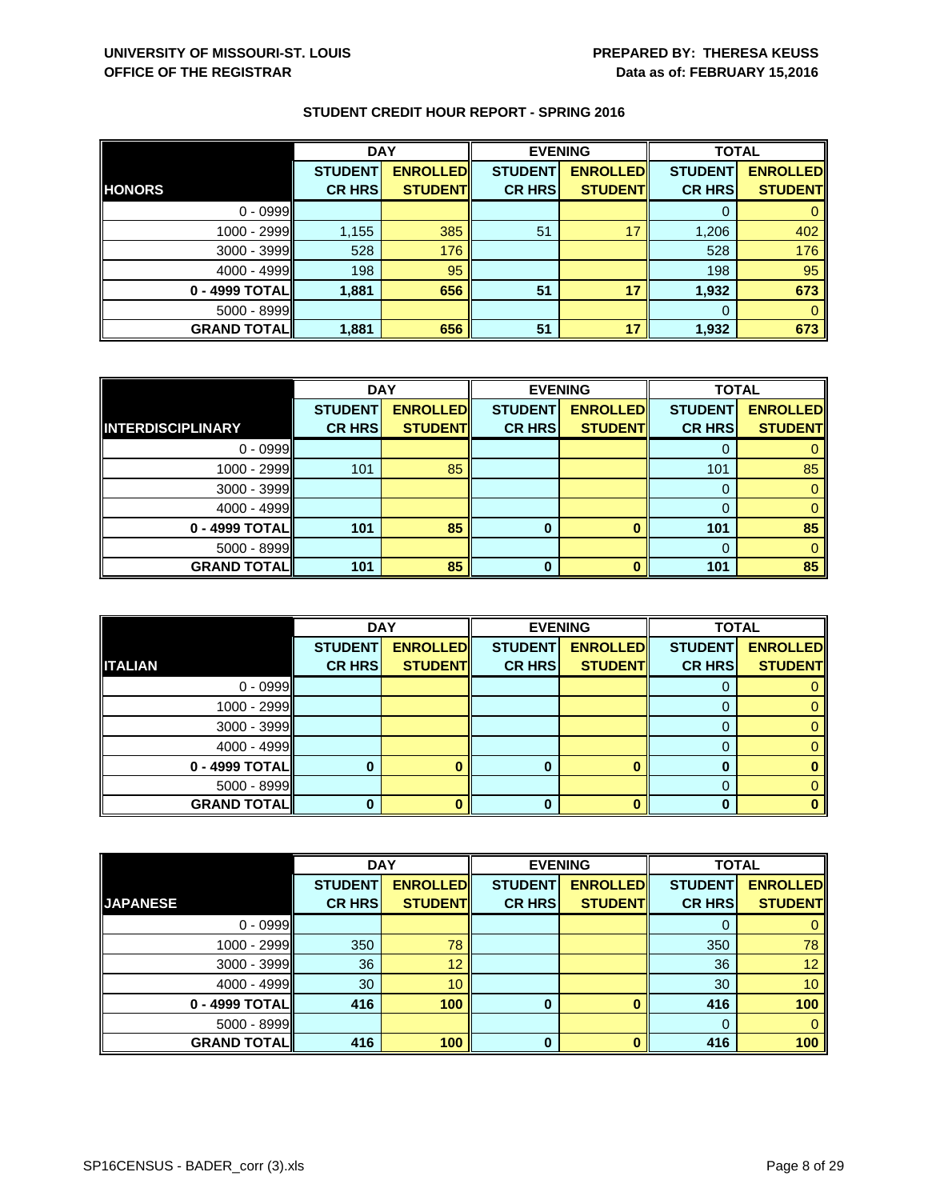**UNIVERSITY OF MISSOURI-ST. LOUIS**
**OFFICE OF THE REGISTRAR**

**PREPARED BY: THERESA KEUSS**
**Data as of: FEBRUARY 15,2016**

## STUDENT CREDIT HOUR REPORT - SPRING 2016

| | DAY | | EVENING | | TOTAL | |
|---|---|---|---|---|---|---|
| **HONORS** | **STUDENT CR HRS** | **ENROLLED STUDENT** | **STUDENT CR HRS** | **ENROLLED STUDENT** | **STUDENT CR HRS** | **ENROLLED STUDENT** |
| 0 - 0999 | | | | | 0 | 0 |
| 1000 - 2999 | 1,155 | 385 | 51 | 17 | 1,206 | 402 |
| 3000 - 3999 | 528 | 176 | | | 528 | 176 |
| 4000 - 4999 | 198 | 95 | | | 198 | 95 |
| **0 - 4999 TOTAL** | **1,881** | **656** | **51** | **17** | **1,932** | **673** |
| 5000 - 8999 | | | | | 0 | 0 |
| **GRAND TOTAL** | **1,881** | **656** | **51** | **17** | **1,932** | **673** |

| | DAY | | EVENING | | TOTAL | |
|---|---|---|---|---|---|---|
| **INTERDISCIPLINARY** | **STUDENT CR HRS** | **ENROLLED STUDENT** | **STUDENT CR HRS** | **ENROLLED STUDENT** | **STUDENT CR HRS** | **ENROLLED STUDENT** |
| 0 - 0999 | | | | | 0 | 0 |
| 1000 - 2999 | 101 | 85 | | | 101 | 85 |
| 3000 - 3999 | | | | | 0 | 0 |
| 4000 - 4999 | | | | | 0 | 0 |
| **0 - 4999 TOTAL** | **101** | **85** | **0** | **0** | **101** | **85** |
| 5000 - 8999 | | | | | 0 | 0 |
| **GRAND TOTAL** | **101** | **85** | **0** | **0** | **101** | **85** |

| | DAY | | EVENING | | TOTAL | |
|---|---|---|---|---|---|---|
| **ITALIAN** | **STUDENT CR HRS** | **ENROLLED STUDENT** | **STUDENT CR HRS** | **ENROLLED STUDENT** | **STUDENT CR HRS** | **ENROLLED STUDENT** |
| 0 - 0999 | | | | | 0 | 0 |
| 1000 - 2999 | | | | | 0 | 0 |
| 3000 - 3999 | | | | | 0 | 0 |
| 4000 - 4999 | | | | | 0 | 0 |
| **0 - 4999 TOTAL** | **0** | **0** | **0** | **0** | **0** | **0** |
| 5000 - 8999 | | | | | 0 | 0 |
| **GRAND TOTAL** | **0** | **0** | **0** | **0** | **0** | **0** |

| | DAY | | EVENING | | TOTAL | |
|---|---|---|---|---|---|---|
| **JAPANESE** | **STUDENT CR HRS** | **ENROLLED STUDENT** | **STUDENT CR HRS** | **ENROLLED STUDENT** | **STUDENT CR HRS** | **ENROLLED STUDENT** |
| 0 - 0999 | | | | | 0 | 0 |
| 1000 - 2999 | 350 | 78 | | | 350 | 78 |
| 3000 - 3999 | 36 | 12 | | | 36 | 12 |
| 4000 - 4999 | 30 | 10 | | | 30 | 10 |
| **0 - 4999 TOTAL** | **416** | **100** | **0** | **0** | **416** | **100** |
| 5000 - 8999 | | | | | 0 | 0 |
| **GRAND TOTAL** | **416** | **100** | **0** | **0** | **416** | **100** |

SP16CENSUS - BADER_corr (3).xls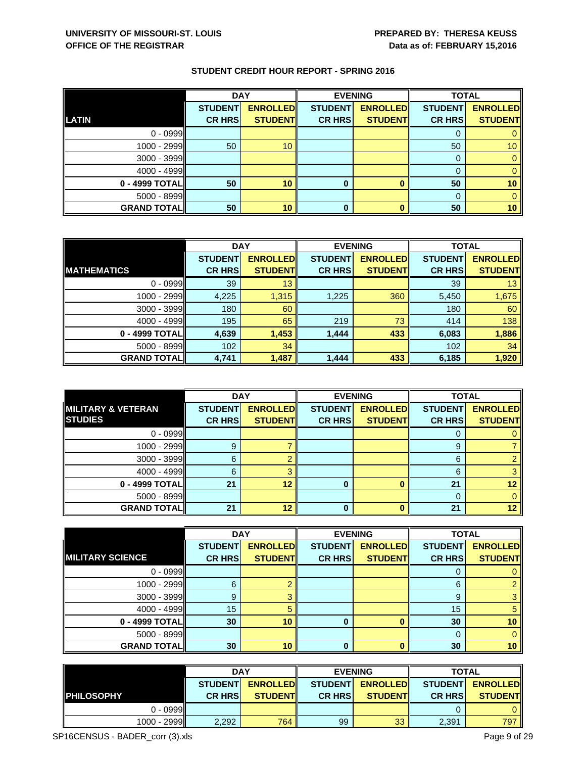**UNIVERSITY OF MISSOURI-ST. LOUIS**
**OFFICE OF THE REGISTRAR**

**PREPARED BY: THERESA KEUSS**
**Data as of: FEBRUARY 15,2016**

## STUDENT CREDIT HOUR REPORT - SPRING 2016

| LATIN | DAY | | EVENING | | TOTAL | |
|---|---|---|---|---|---|---|
| | STUDENT CR HRS | ENROLLED STUDENT | STUDENT CR HRS | ENROLLED STUDENT | STUDENT CR HRS | ENROLLED STUDENT |
| 0 - 0999 | | | | | 0 | 0 |
| 1000 - 2999 | 50 | 10 | | | 50 | 10 |
| 3000 - 3999 | | | | | 0 | 0 |
| 4000 - 4999 | | | | | 0 | 0 |
| **0 - 4999 TOTAL** | **50** | **10** | **0** | **0** | **50** | **10** |
| 5000 - 8999 | | | | | 0 | 0 |
| **GRAND TOTAL** | **50** | **10** | **0** | **0** | **50** | **10** |

| MATHEMATICS | DAY | | EVENING | | TOTAL | |
|---|---|---|---|---|---|---|
| | STUDENT CR HRS | ENROLLED STUDENT | STUDENT CR HRS | ENROLLED STUDENT | STUDENT CR HRS | ENROLLED STUDENT |
| 0 - 0999 | 39 | 13 | | | 39 | 13 |
| 1000 - 2999 | 4,225 | 1,315 | 1,225 | 360 | 5,450 | 1,675 |
| 3000 - 3999 | 180 | 60 | | | 180 | 60 |
| 4000 - 4999 | 195 | 65 | 219 | 73 | 414 | 138 |
| **0 - 4999 TOTAL** | **4,639** | **1,453** | **1,444** | **433** | **6,083** | **1,886** |
| 5000 - 8999 | 102 | 34 | | | 102 | 34 |
| **GRAND TOTAL** | **4,741** | **1,487** | **1,444** | **433** | **6,185** | **1,920** |

| MILITARY & VETERAN STUDIES | DAY | | EVENING | | TOTAL | |
|---|---|---|---|---|---|---|
| | STUDENT CR HRS | ENROLLED STUDENT | STUDENT CR HRS | ENROLLED STUDENT | STUDENT CR HRS | ENROLLED STUDENT |
| 0 - 0999 | | | | | 0 | 0 |
| 1000 - 2999 | 9 | 7 | | | 9 | 7 |
| 3000 - 3999 | 6 | 2 | | | 6 | 2 |
| 4000 - 4999 | 6 | 3 | | | 6 | 3 |
| **0 - 4999 TOTAL** | **21** | **12** | **0** | **0** | **21** | **12** |
| 5000 - 8999 | | | | | 0 | 0 |
| **GRAND TOTAL** | **21** | **12** | **0** | **0** | **21** | **12** |

| MILITARY SCIENCE | DAY | | EVENING | | TOTAL | |
|---|---|---|---|---|---|---|
| | STUDENT CR HRS | ENROLLED STUDENT | STUDENT CR HRS | ENROLLED STUDENT | STUDENT CR HRS | ENROLLED STUDENT |
| 0 - 0999 | | | | | 0 | 0 |
| 1000 - 2999 | 6 | 2 | | | 6 | 2 |
| 3000 - 3999 | 9 | 3 | | | 9 | 3 |
| 4000 - 4999 | 15 | 5 | | | 15 | 5 |
| **0 - 4999 TOTAL** | **30** | **10** | **0** | **0** | **30** | **10** |
| 5000 - 8999 | | | | | 0 | 0 |
| **GRAND TOTAL** | **30** | **10** | **0** | **0** | **30** | **10** |

| PHILOSOPHY | DAY | | EVENING | | TOTAL | |
|---|---|---|---|---|---|---|
| | STUDENT CR HRS | ENROLLED STUDENT | STUDENT CR HRS | ENROLLED STUDENT | STUDENT CR HRS | ENROLLED STUDENT |
| 0 - 0999 | | | | | 0 | 0 |
| 1000 - 2999 | 2,292 | 764 | 99 | 33 | 2,391 | 797 |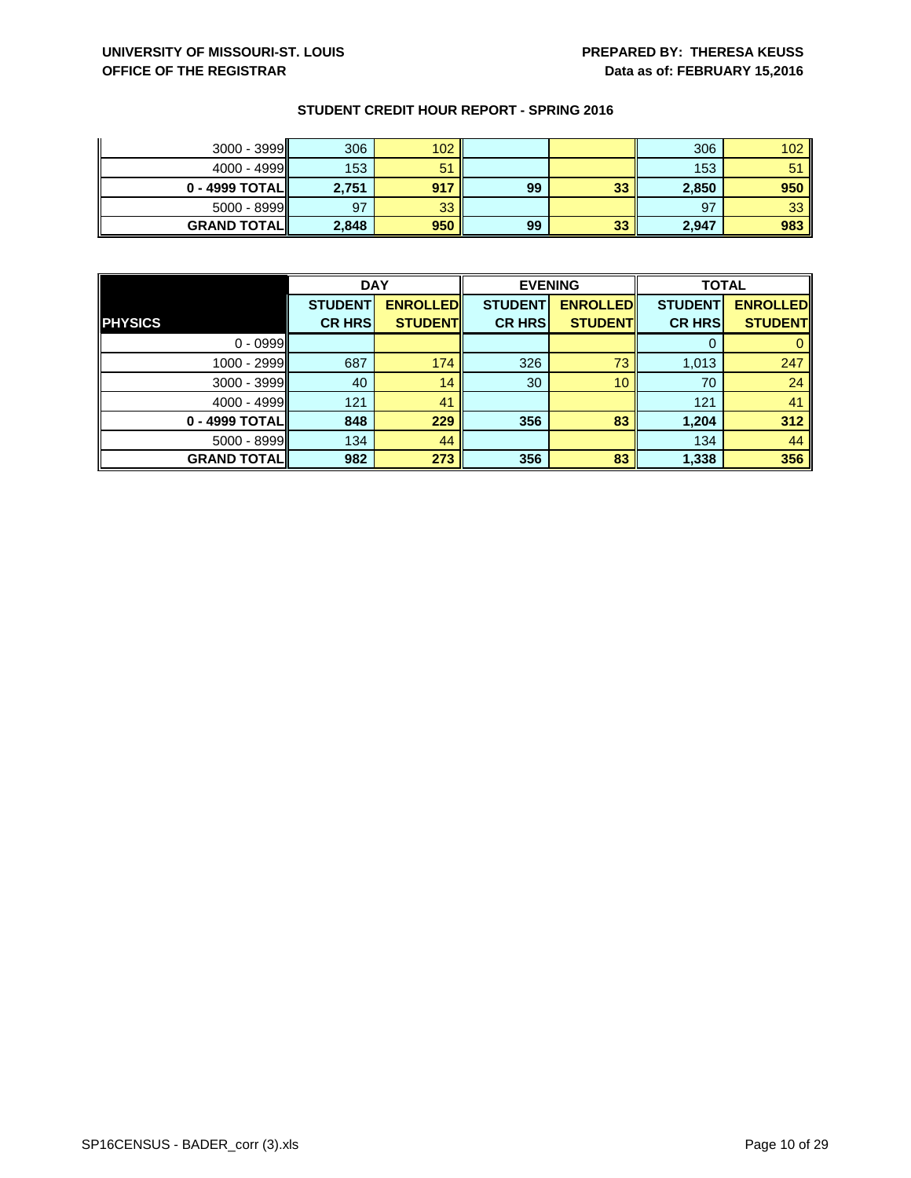UNIVERSITY OF MISSOURI-ST. LOUIS
OFFICE OF THE REGISTRAR

PREPARED BY: THERESA KEUSS
Data as of: FEBRUARY 15,2016

**STUDENT CREDIT HOUR REPORT - SPRING 2016**

| | | | | | | |
|---|---|---|---|---|---|---|
| 3000 - 3999 | 306 | 102 | | | 306 | 102 |
| 4000 - 4999 | 153 | 51 | | | 153 | 51 |
| **0 - 4999 TOTAL** | **2,751** | **917** | **99** | **33** | **2,850** | **950** |
| 5000 - 8999 | 97 | 33 | | | 97 | 33 |
| **GRAND TOTAL** | **2,848** | **950** | **99** | **33** | **2,947** | **983** |

| | DAY | | EVENING | | TOTAL | |
|---|---|---|---|---|---|---|
| **PHYSICS** | **STUDENT CR HRS** | **ENROLLED STUDENT** | **STUDENT CR HRS** | **ENROLLED STUDENT** | **STUDENT CR HRS** | **ENROLLED STUDENT** |
| 0 - 0999 | | | | | 0 | 0 |
| 1000 - 2999 | 687 | 174 | 326 | 73 | 1,013 | 247 |
| 3000 - 3999 | 40 | 14 | 30 | 10 | 70 | 24 |
| 4000 - 4999 | 121 | 41 | | | 121 | 41 |
| **0 - 4999 TOTAL** | **848** | **229** | **356** | **83** | **1,204** | **312** |
| 5000 - 8999 | 134 | 44 | | | 134 | 44 |
| **GRAND TOTAL** | **982** | **273** | **356** | **83** | **1,338** | **356** |

SP16CENSUS - BADER_corr (3).xls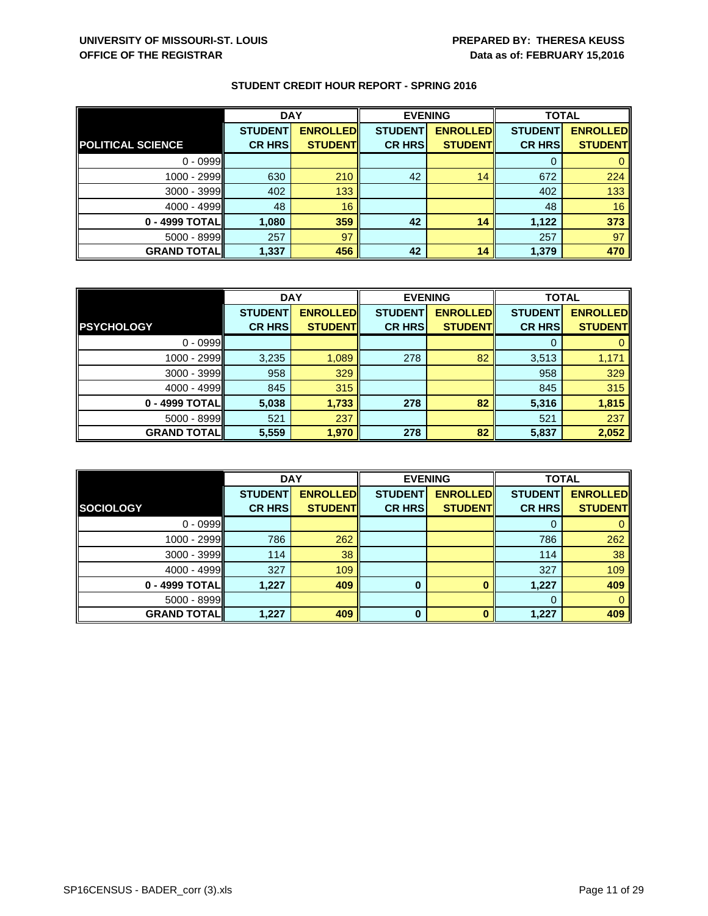UNIVERSITY OF MISSOURI-ST. LOUIS
OFFICE OF THE REGISTRAR

PREPARED BY: THERESA KEUSS
Data as of: FEBRUARY 15,2016

## STUDENT CREDIT HOUR REPORT - SPRING 2016

| | DAY | | EVENING | | TOTAL | |
|---|---|---|---|---|---|---|
| **POLITICAL SCIENCE** | **STUDENT CR HRS** | **ENROLLED STUDENT** | **STUDENT CR HRS** | **ENROLLED STUDENT** | **STUDENT CR HRS** | **ENROLLED STUDENT** |
| 0 - 0999 | | | | | 0 | 0 |
| 1000 - 2999 | 630 | 210 | 42 | 14 | 672 | 224 |
| 3000 - 3999 | 402 | 133 | | | 402 | 133 |
| 4000 - 4999 | 48 | 16 | | | 48 | 16 |
| **0 - 4999 TOTAL** | **1,080** | **359** | **42** | **14** | **1,122** | **373** |
| 5000 - 8999 | 257 | 97 | | | 257 | 97 |
| **GRAND TOTAL** | **1,337** | **456** | **42** | **14** | **1,379** | **470** |

| | DAY | | EVENING | | TOTAL | |
|---|---|---|---|---|---|---|
| **PSYCHOLOGY** | **STUDENT CR HRS** | **ENROLLED STUDENT** | **STUDENT CR HRS** | **ENROLLED STUDENT** | **STUDENT CR HRS** | **ENROLLED STUDENT** |
| 0 - 0999 | | | | | 0 | 0 |
| 1000 - 2999 | 3,235 | 1,089 | 278 | 82 | 3,513 | 1,171 |
| 3000 - 3999 | 958 | 329 | | | 958 | 329 |
| 4000 - 4999 | 845 | 315 | | | 845 | 315 |
| **0 - 4999 TOTAL** | **5,038** | **1,733** | **278** | **82** | **5,316** | **1,815** |
| 5000 - 8999 | 521 | 237 | | | 521 | 237 |
| **GRAND TOTAL** | **5,559** | **1,970** | **278** | **82** | **5,837** | **2,052** |

| | DAY | | EVENING | | TOTAL | |
|---|---|---|---|---|---|---|
| **SOCIOLOGY** | **STUDENT CR HRS** | **ENROLLED STUDENT** | **STUDENT CR HRS** | **ENROLLED STUDENT** | **STUDENT CR HRS** | **ENROLLED STUDENT** |
| 0 - 0999 | | | | | 0 | 0 |
| 1000 - 2999 | 786 | 262 | | | 786 | 262 |
| 3000 - 3999 | 114 | 38 | | | 114 | 38 |
| 4000 - 4999 | 327 | 109 | | | 327 | 109 |
| **0 - 4999 TOTAL** | **1,227** | **409** | **0** | **0** | **1,227** | **409** |
| 5000 - 8999 | | | | | 0 | 0 |
| **GRAND TOTAL** | **1,227** | **409** | **0** | **0** | **1,227** | **409** |

SP16CENSUS - BADER_corr (3).xls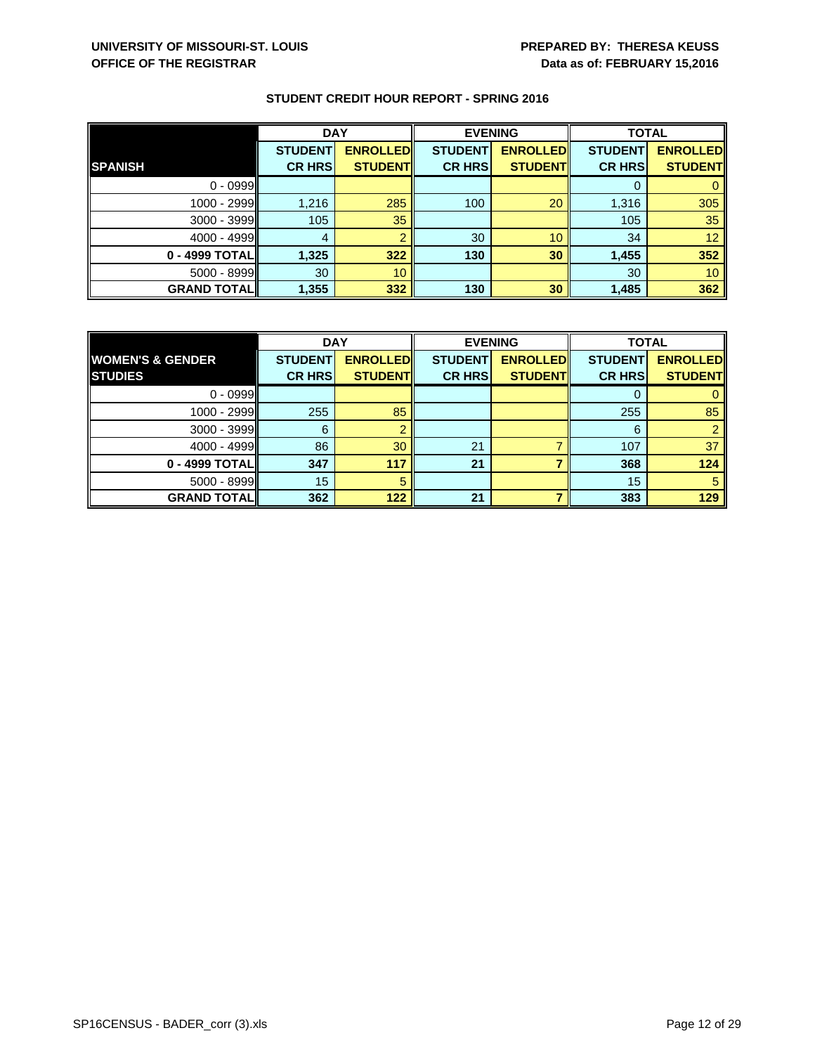**UNIVERSITY OF MISSOURI-ST. LOUIS**
**OFFICE OF THE REGISTRAR**

**PREPARED BY: THERESA KEUSS**
**Data as of: FEBRUARY 15,2016**

## STUDENT CREDIT HOUR REPORT - SPRING 2016

| | DAY | | EVENING | | TOTAL | |
|---|---|---|---|---|---|---|
| **SPANISH** | **STUDENT CR HRS** | **ENROLLED STUDENT** | **STUDENT CR HRS** | **ENROLLED STUDENT** | **STUDENT CR HRS** | **ENROLLED STUDENT** |
| 0 - 0999 | | | | | 0 | 0 |
| 1000 - 2999 | 1,216 | 285 | 100 | 20 | 1,316 | 305 |
| 3000 - 3999 | 105 | 35 | | | 105 | 35 |
| 4000 - 4999 | 4 | 2 | 30 | 10 | 34 | 12 |
| **0 - 4999 TOTAL** | **1,325** | **322** | **130** | **30** | **1,455** | **352** |
| 5000 - 8999 | 30 | 10 | | | 30 | 10 |
| **GRAND TOTAL** | **1,355** | **332** | **130** | **30** | **1,485** | **362** |

| | DAY | | EVENING | | TOTAL | |
|---|---|---|---|---|---|---|
| **WOMEN'S & GENDER STUDIES** | **STUDENT CR HRS** | **ENROLLED STUDENT** | **STUDENT CR HRS** | **ENROLLED STUDENT** | **STUDENT CR HRS** | **ENROLLED STUDENT** |
| 0 - 0999 | | | | | 0 | 0 |
| 1000 - 2999 | 255 | 85 | | | 255 | 85 |
| 3000 - 3999 | 6 | 2 | | | 6 | 2 |
| 4000 - 4999 | 86 | 30 | 21 | 7 | 107 | 37 |
| **0 - 4999 TOTAL** | **347** | **117** | **21** | **7** | **368** | **124** |
| 5000 - 8999 | 15 | 5 | | | 15 | 5 |
| **GRAND TOTAL** | **362** | **122** | **21** | **7** | **383** | **129** |

SP16CENSUS - BADER_corr (3).xls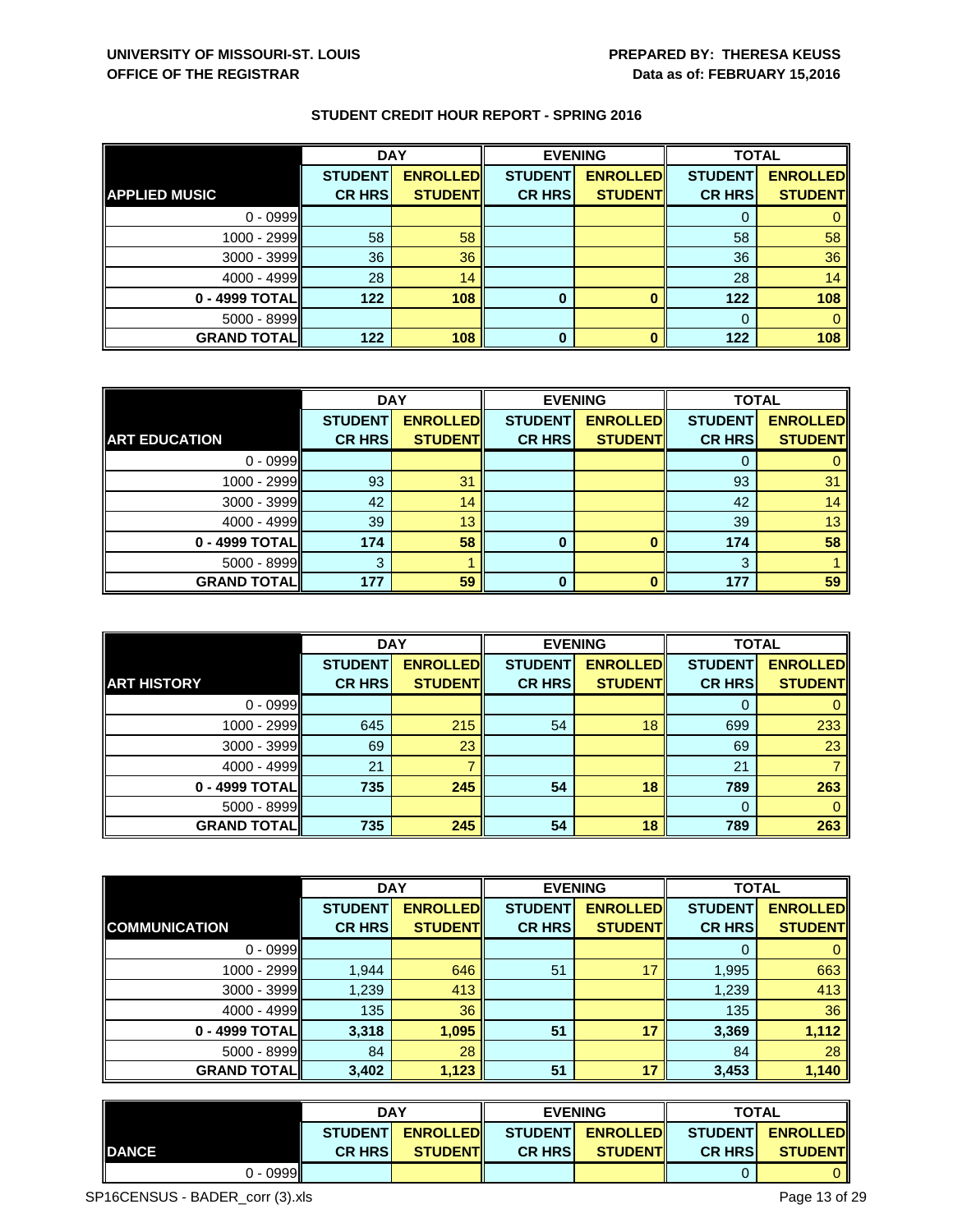**UNIVERSITY OF MISSOURI-ST. LOUIS**
**OFFICE OF THE REGISTRAR**

**PREPARED BY: THERESA KEUSS**
**Data as of: FEBRUARY 15,2016**

## STUDENT CREDIT HOUR REPORT - SPRING 2016

| | DAY | | EVENING | | TOTAL | |
|---|---|---|---|---|---|---|
| **APPLIED MUSIC** | **STUDENT CR HRS** | **ENROLLED STUDENT** | **STUDENT CR HRS** | **ENROLLED STUDENT** | **STUDENT CR HRS** | **ENROLLED STUDENT** |
| 0 - 0999 | | | | | 0 | 0 |
| 1000 - 2999 | 58 | 58 | | | 58 | 58 |
| 3000 - 3999 | 36 | 36 | | | 36 | 36 |
| 4000 - 4999 | 28 | 14 | | | 28 | 14 |
| **0 - 4999 TOTAL** | **122** | **108** | **0** | **0** | **122** | **108** |
| 5000 - 8999 | | | | | 0 | 0 |
| **GRAND TOTAL** | **122** | **108** | **0** | **0** | **122** | **108** |

| | DAY | | EVENING | | TOTAL | |
|---|---|---|---|---|---|---|
| **ART EDUCATION** | **STUDENT CR HRS** | **ENROLLED STUDENT** | **STUDENT CR HRS** | **ENROLLED STUDENT** | **STUDENT CR HRS** | **ENROLLED STUDENT** |
| 0 - 0999 | | | | | 0 | 0 |
| 1000 - 2999 | 93 | 31 | | | 93 | 31 |
| 3000 - 3999 | 42 | 14 | | | 42 | 14 |
| 4000 - 4999 | 39 | 13 | | | 39 | 13 |
| **0 - 4999 TOTAL** | **174** | **58** | **0** | **0** | **174** | **58** |
| 5000 - 8999 | 3 | 1 | | | 3 | 1 |
| **GRAND TOTAL** | **177** | **59** | **0** | **0** | **177** | **59** |

| | DAY | | EVENING | | TOTAL | |
|---|---|---|---|---|---|---|
| **ART HISTORY** | **STUDENT CR HRS** | **ENROLLED STUDENT** | **STUDENT CR HRS** | **ENROLLED STUDENT** | **STUDENT CR HRS** | **ENROLLED STUDENT** |
| 0 - 0999 | | | | | 0 | 0 |
| 1000 - 2999 | 645 | 215 | 54 | 18 | 699 | 233 |
| 3000 - 3999 | 69 | 23 | | | 69 | 23 |
| 4000 - 4999 | 21 | 7 | | | 21 | 7 |
| **0 - 4999 TOTAL** | **735** | **245** | **54** | **18** | **789** | **263** |
| 5000 - 8999 | | | | | 0 | 0 |
| **GRAND TOTAL** | **735** | **245** | **54** | **18** | **789** | **263** |

| | DAY | | EVENING | | TOTAL | |
|---|---|---|---|---|---|---|
| **COMMUNICATION** | **STUDENT CR HRS** | **ENROLLED STUDENT** | **STUDENT CR HRS** | **ENROLLED STUDENT** | **STUDENT CR HRS** | **ENROLLED STUDENT** |
| 0 - 0999 | | | | | 0 | 0 |
| 1000 - 2999 | 1,944 | 646 | 51 | 17 | 1,995 | 663 |
| 3000 - 3999 | 1,239 | 413 | | | 1,239 | 413 |
| 4000 - 4999 | 135 | 36 | | | 135 | 36 |
| **0 - 4999 TOTAL** | **3,318** | **1,095** | **51** | **17** | **3,369** | **1,112** |
| 5000 - 8999 | 84 | 28 | | | 84 | 28 |
| **GRAND TOTAL** | **3,402** | **1,123** | **51** | **17** | **3,453** | **1,140** |

| | DAY | | EVENING | | TOTAL | |
|---|---|---|---|---|---|---|
| **DANCE** | **STUDENT CR HRS** | **ENROLLED STUDENT** | **STUDENT CR HRS** | **ENROLLED STUDENT** | **STUDENT CR HRS** | **ENROLLED STUDENT** |
| 0 - 0999 | | | | | 0 | 0 |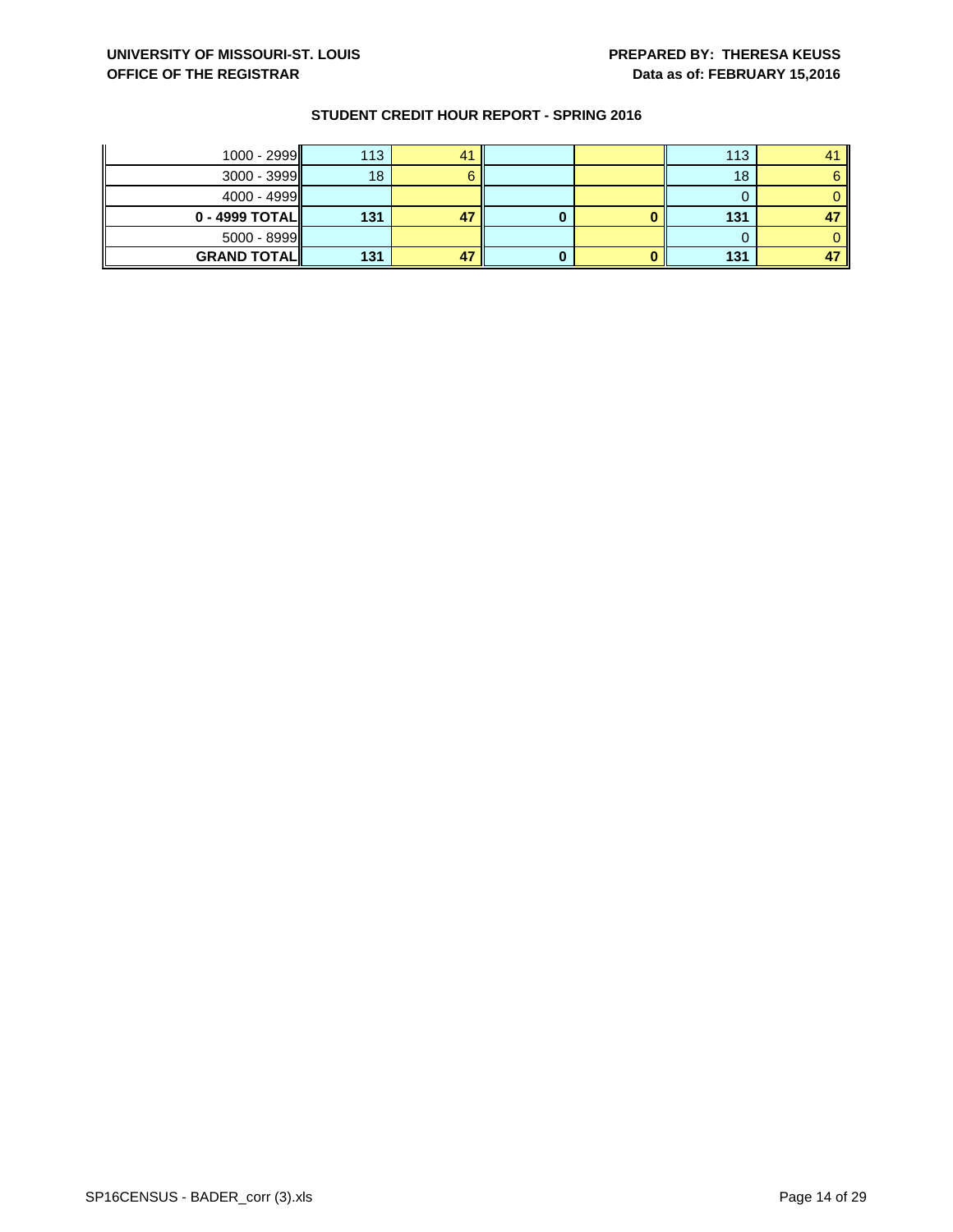UNIVERSITY OF MISSOURI-ST. LOUIS
OFFICE OF THE REGISTRAR

PREPARED BY: THERESA KEUSS
Data as of: FEBRUARY 15,2016

## STUDENT CREDIT HOUR REPORT - SPRING 2016

| | | | | | | |
|---|---|---|---|---|---|---|
| 1000 - 2999 | 113 | 41 | | | 113 | 41 |
| 3000 - 3999 | 18 | 6 | | | 18 | 6 |
| 4000 - 4999 | | | | | 0 | 0 |
| **0 - 4999 TOTAL** | **131** | **47** | **0** | **0** | **131** | **47** |
| 5000 - 8999 | | | | | 0 | 0 |
| **GRAND TOTAL** | **131** | **47** | **0** | **0** | **131** | **47** |

SP16CENSUS - BADER_corr (3).xls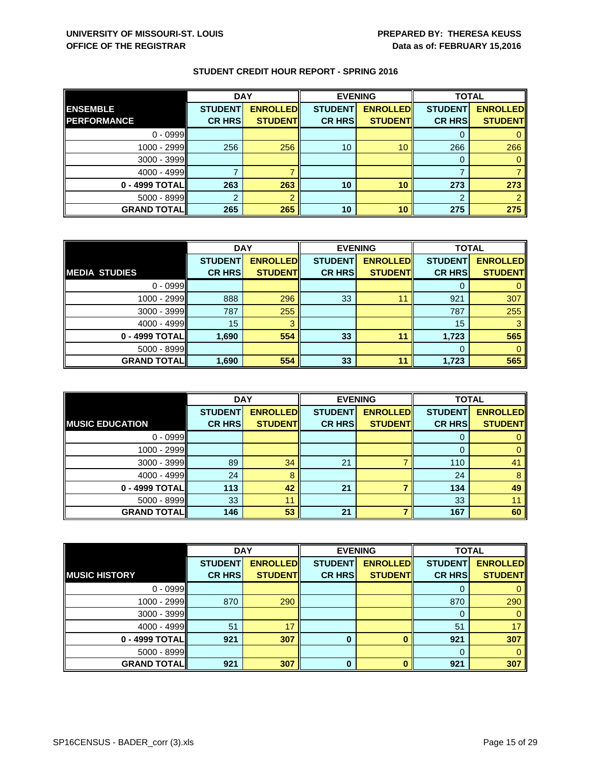UNIVERSITY OF MISSOURI-ST. LOUIS
OFFICE OF THE REGISTRAR

PREPARED BY: THERESA KEUSS
Data as of: FEBRUARY 15,2016

## STUDENT CREDIT HOUR REPORT - SPRING 2016

| | DAY | | EVENING | | TOTAL | |
|---|---|---|---|---|---|---|
| **ENSEMBLE PERFORMANCE** | **STUDENT CR HRS** | **ENROLLED STUDENT** | **STUDENT CR HRS** | **ENROLLED STUDENT** | **STUDENT CR HRS** | **ENROLLED STUDENT** |
| 0 - 0999 | | | | | 0 | 0 |
| 1000 - 2999 | 256 | 256 | 10 | 10 | 266 | 266 |
| 3000 - 3999 | | | | | 0 | 0 |
| 4000 - 4999 | 7 | 7 | | | 7 | 7 |
| **0 - 4999 TOTAL** | **263** | **263** | **10** | **10** | **273** | **273** |
| 5000 - 8999 | 2 | 2 | | | 2 | 2 |
| **GRAND TOTAL** | **265** | **265** | **10** | **10** | **275** | **275** |

| | DAY | | EVENING | | TOTAL | |
|---|---|---|---|---|---|---|
| **MEDIA STUDIES** | **STUDENT CR HRS** | **ENROLLED STUDENT** | **STUDENT CR HRS** | **ENROLLED STUDENT** | **STUDENT CR HRS** | **ENROLLED STUDENT** |
| 0 - 0999 | | | | | 0 | 0 |
| 1000 - 2999 | 888 | 296 | 33 | 11 | 921 | 307 |
| 3000 - 3999 | 787 | 255 | | | 787 | 255 |
| 4000 - 4999 | 15 | 3 | | | 15 | 3 |
| **0 - 4999 TOTAL** | **1,690** | **554** | **33** | **11** | **1,723** | **565** |
| 5000 - 8999 | | | | | 0 | 0 |
| **GRAND TOTAL** | **1,690** | **554** | **33** | **11** | **1,723** | **565** |

| | DAY | | EVENING | | TOTAL | |
|---|---|---|---|---|---|---|
| **MUSIC EDUCATION** | **STUDENT CR HRS** | **ENROLLED STUDENT** | **STUDENT CR HRS** | **ENROLLED STUDENT** | **STUDENT CR HRS** | **ENROLLED STUDENT** |
| 0 - 0999 | | | | | 0 | 0 |
| 1000 - 2999 | | | | | 0 | 0 |
| 3000 - 3999 | 89 | 34 | 21 | 7 | 110 | 41 |
| 4000 - 4999 | 24 | 8 | | | 24 | 8 |
| **0 - 4999 TOTAL** | **113** | **42** | **21** | **7** | **134** | **49** |
| 5000 - 8999 | 33 | 11 | | | 33 | 11 |
| **GRAND TOTAL** | **146** | **53** | **21** | **7** | **167** | **60** |

| | DAY | | EVENING | | TOTAL | |
|---|---|---|---|---|---|---|
| **MUSIC HISTORY** | **STUDENT CR HRS** | **ENROLLED STUDENT** | **STUDENT CR HRS** | **ENROLLED STUDENT** | **STUDENT CR HRS** | **ENROLLED STUDENT** |
| 0 - 0999 | | | | | 0 | 0 |
| 1000 - 2999 | 870 | 290 | | | 870 | 290 |
| 3000 - 3999 | | | | | 0 | 0 |
| 4000 - 4999 | 51 | 17 | | | 51 | 17 |
| **0 - 4999 TOTAL** | **921** | **307** | **0** | **0** | **921** | **307** |
| 5000 - 8999 | | | | | 0 | 0 |
| **GRAND TOTAL** | **921** | **307** | **0** | **0** | **921** | **307** |

SP16CENSUS - BADER_corr (3).xls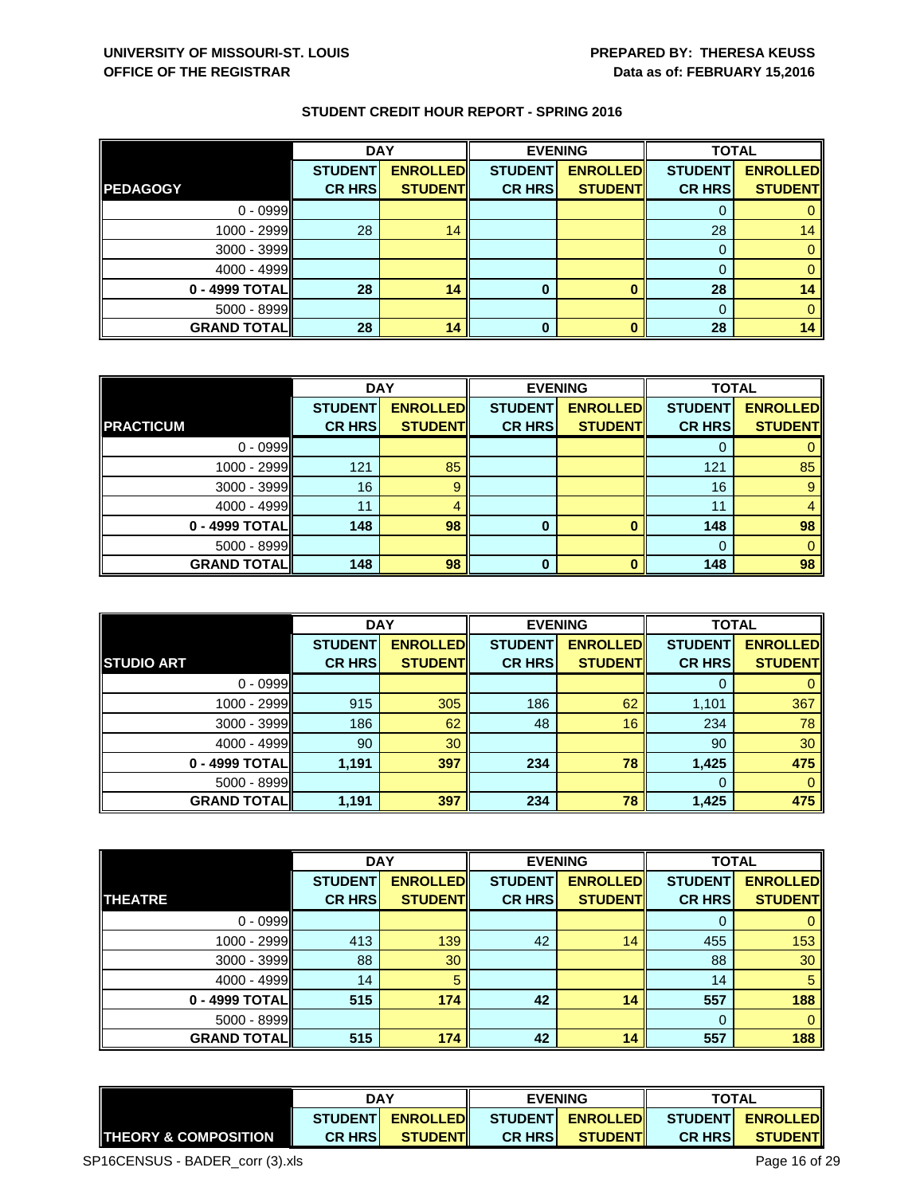**UNIVERSITY OF MISSOURI-ST. LOUIS**
**OFFICE OF THE REGISTRAR**

**PREPARED BY: THERESA KEUSS**
**Data as of: FEBRUARY 15,2016**

## STUDENT CREDIT HOUR REPORT - SPRING 2016

| | DAY | | EVENING | | TOTAL | |
|---|---|---|---|---|---|---|
| **PEDAGOGY** | **STUDENT CR HRS** | **ENROLLED STUDENT** | **STUDENT CR HRS** | **ENROLLED STUDENT** | **STUDENT CR HRS** | **ENROLLED STUDENT** |
| 0 - 0999 | | | | | 0 | 0 |
| 1000 - 2999 | 28 | 14 | | | 28 | 14 |
| 3000 - 3999 | | | | | 0 | 0 |
| 4000 - 4999 | | | | | 0 | 0 |
| **0 - 4999 TOTAL** | **28** | **14** | **0** | **0** | **28** | **14** |
| 5000 - 8999 | | | | | 0 | 0 |
| **GRAND TOTAL** | **28** | **14** | **0** | **0** | **28** | **14** |

| | DAY | | EVENING | | TOTAL | |
|---|---|---|---|---|---|---|
| **PRACTICUM** | **STUDENT CR HRS** | **ENROLLED STUDENT** | **STUDENT CR HRS** | **ENROLLED STUDENT** | **STUDENT CR HRS** | **ENROLLED STUDENT** |
| 0 - 0999 | | | | | 0 | 0 |
| 1000 - 2999 | 121 | 85 | | | 121 | 85 |
| 3000 - 3999 | 16 | 9 | | | 16 | 9 |
| 4000 - 4999 | 11 | 4 | | | 11 | 4 |
| **0 - 4999 TOTAL** | **148** | **98** | **0** | **0** | **148** | **98** |
| 5000 - 8999 | | | | | 0 | 0 |
| **GRAND TOTAL** | **148** | **98** | **0** | **0** | **148** | **98** |

| | DAY | | EVENING | | TOTAL | |
|---|---|---|---|---|---|---|
| **STUDIO ART** | **STUDENT CR HRS** | **ENROLLED STUDENT** | **STUDENT CR HRS** | **ENROLLED STUDENT** | **STUDENT CR HRS** | **ENROLLED STUDENT** |
| 0 - 0999 | | | | | 0 | 0 |
| 1000 - 2999 | 915 | 305 | 186 | 62 | 1,101 | 367 |
| 3000 - 3999 | 186 | 62 | 48 | 16 | 234 | 78 |
| 4000 - 4999 | 90 | 30 | | | 90 | 30 |
| **0 - 4999 TOTAL** | **1,191** | **397** | **234** | **78** | **1,425** | **475** |
| 5000 - 8999 | | | | | 0 | 0 |
| **GRAND TOTAL** | **1,191** | **397** | **234** | **78** | **1,425** | **475** |

| | DAY | | EVENING | | TOTAL | |
|---|---|---|---|---|---|---|
| **THEATRE** | **STUDENT CR HRS** | **ENROLLED STUDENT** | **STUDENT CR HRS** | **ENROLLED STUDENT** | **STUDENT CR HRS** | **ENROLLED STUDENT** |
| 0 - 0999 | | | | | 0 | 0 |
| 1000 - 2999 | 413 | 139 | 42 | 14 | 455 | 153 |
| 3000 - 3999 | 88 | 30 | | | 88 | 30 |
| 4000 - 4999 | 14 | 5 | | | 14 | 5 |
| **0 - 4999 TOTAL** | **515** | **174** | **42** | **14** | **557** | **188** |
| 5000 - 8999 | | | | | 0 | 0 |
| **GRAND TOTAL** | **515** | **174** | **42** | **14** | **557** | **188** |

| | DAY | | EVENING | | TOTAL | |
|---|---|---|---|---|---|---|
| **THEORY & COMPOSITION** | **STUDENT CR HRS** | **ENROLLED STUDENT** | **STUDENT CR HRS** | **ENROLLED STUDENT** | **STUDENT CR HRS** | **ENROLLED STUDENT** |

SP16CENSUS - BADER_corr (3).xls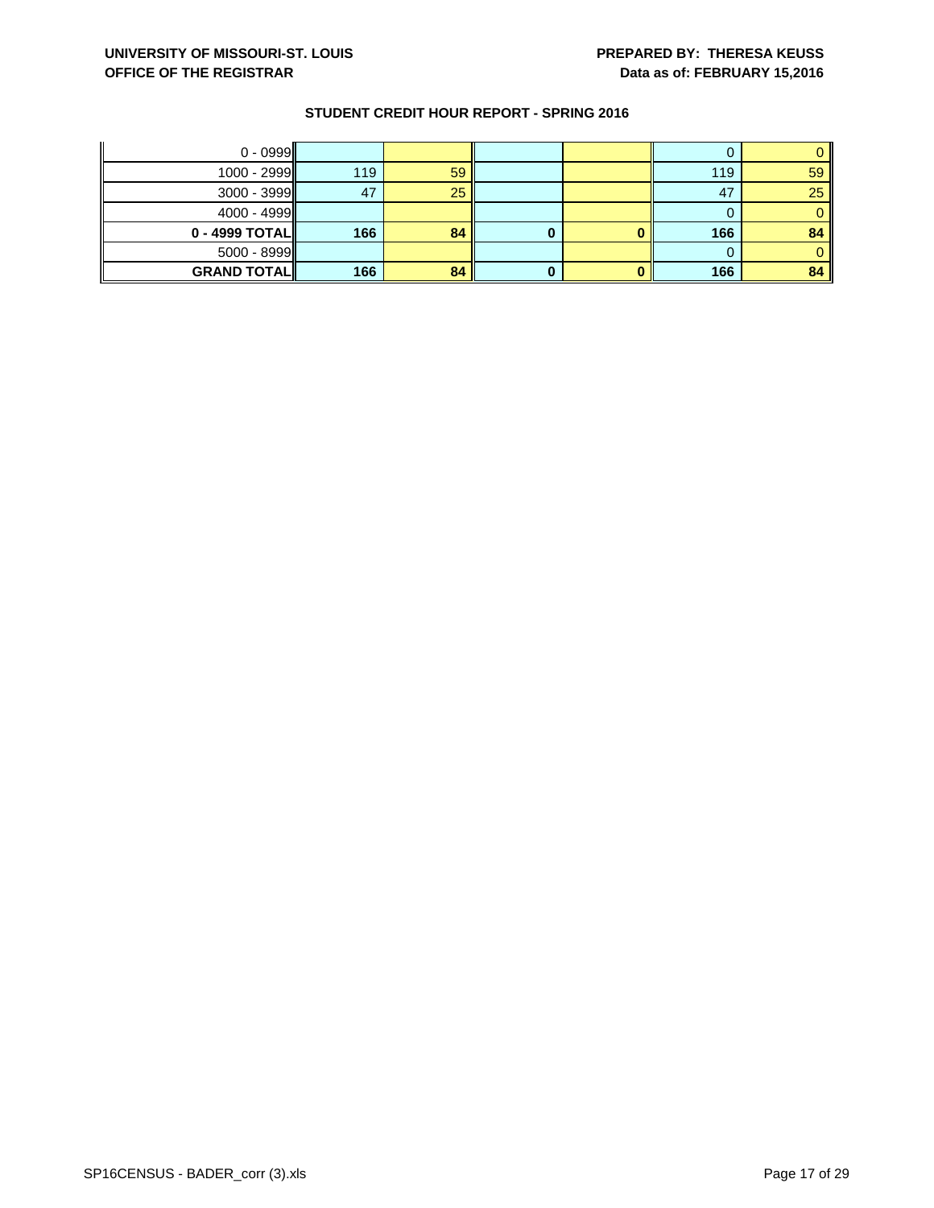## STUDENT CREDIT HOUR REPORT - SPRING 2016

| | | | | | | |
|---|---|---|---|---|---|---|
| 0 - 0999 | | | | | 0 | 0 |
| 1000 - 2999 | 119 | 59 | | | 119 | 59 |
| 3000 - 3999 | 47 | 25 | | | 47 | 25 |
| 4000 - 4999 | | | | | 0 | 0 |
| **0 - 4999 TOTAL** | **166** | **84** | **0** | **0** | **166** | **84** |
| 5000 - 8999 | | | | | 0 | 0 |
| **GRAND TOTAL** | **166** | **84** | **0** | **0** | **166** | **84** |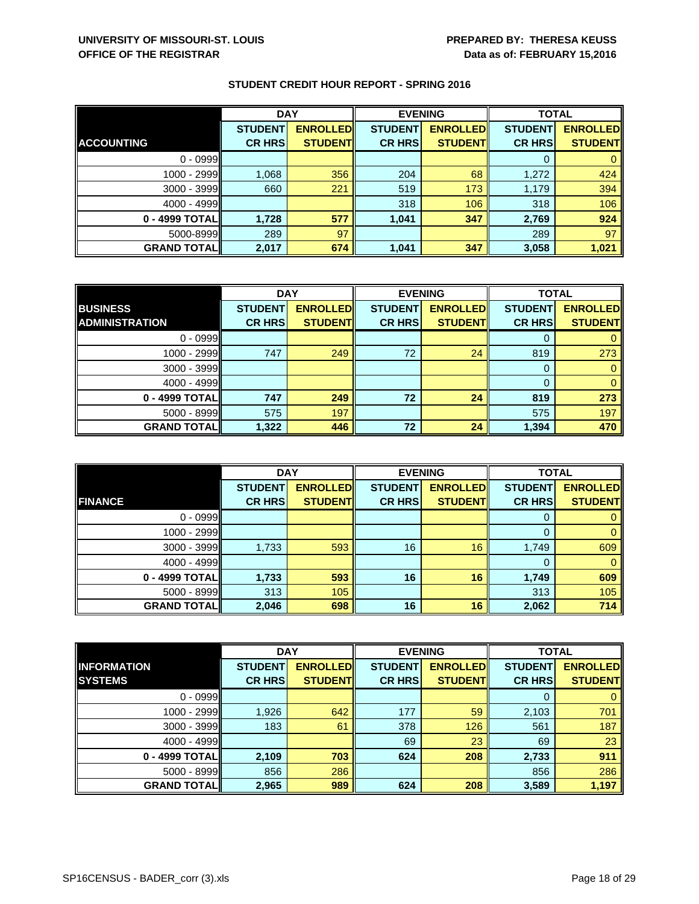UNIVERSITY OF MISSOURI-ST. LOUIS
OFFICE OF THE REGISTRAR

PREPARED BY: THERESA KEUSS
Data as of: FEBRUARY 15,2016

## STUDENT CREDIT HOUR REPORT - SPRING 2016

| | DAY | | EVENING | | TOTAL | |
|---|---|---|---|---|---|---|
| **ACCOUNTING** | **STUDENT CR HRS** | **ENROLLED STUDENT** | **STUDENT CR HRS** | **ENROLLED STUDENT** | **STUDENT CR HRS** | **ENROLLED STUDENT** |
| 0 - 0999 | | | | | 0 | 0 |
| 1000 - 2999 | 1,068 | 356 | 204 | 68 | 1,272 | 424 |
| 3000 - 3999 | 660 | 221 | 519 | 173 | 1,179 | 394 |
| 4000 - 4999 | | | 318 | 106 | 318 | 106 |
| **0 - 4999 TOTAL** | **1,728** | **577** | **1,041** | **347** | **2,769** | **924** |
| 5000-8999 | 289 | 97 | | | 289 | 97 |
| **GRAND TOTAL** | **2,017** | **674** | **1,041** | **347** | **3,058** | **1,021** |

| | DAY | | EVENING | | TOTAL | |
|---|---|---|---|---|---|---|
| **BUSINESS ADMINISTRATION** | **STUDENT CR HRS** | **ENROLLED STUDENT** | **STUDENT CR HRS** | **ENROLLED STUDENT** | **STUDENT CR HRS** | **ENROLLED STUDENT** |
| 0 - 0999 | | | | | 0 | 0 |
| 1000 - 2999 | 747 | 249 | 72 | 24 | 819 | 273 |
| 3000 - 3999 | | | | | 0 | 0 |
| 4000 - 4999 | | | | | 0 | 0 |
| **0 - 4999 TOTAL** | **747** | **249** | **72** | **24** | **819** | **273** |
| 5000 - 8999 | 575 | 197 | | | 575 | 197 |
| **GRAND TOTAL** | **1,322** | **446** | **72** | **24** | **1,394** | **470** |

| | DAY | | EVENING | | TOTAL | |
|---|---|---|---|---|---|---|
| **FINANCE** | **STUDENT CR HRS** | **ENROLLED STUDENT** | **STUDENT CR HRS** | **ENROLLED STUDENT** | **STUDENT CR HRS** | **ENROLLED STUDENT** |
| 0 - 0999 | | | | | 0 | 0 |
| 1000 - 2999 | | | | | 0 | 0 |
| 3000 - 3999 | 1,733 | 593 | 16 | 16 | 1,749 | 609 |
| 4000 - 4999 | | | | | 0 | 0 |
| **0 - 4999 TOTAL** | **1,733** | **593** | **16** | **16** | **1,749** | **609** |
| 5000 - 8999 | 313 | 105 | | | 313 | 105 |
| **GRAND TOTAL** | **2,046** | **698** | **16** | **16** | **2,062** | **714** |

| | DAY | | EVENING | | TOTAL | |
|---|---|---|---|---|---|---|
| **INFORMATION SYSTEMS** | **STUDENT CR HRS** | **ENROLLED STUDENT** | **STUDENT CR HRS** | **ENROLLED STUDENT** | **STUDENT CR HRS** | **ENROLLED STUDENT** |
| 0 - 0999 | | | | | 0 | 0 |
| 1000 - 2999 | 1,926 | 642 | 177 | 59 | 2,103 | 701 |
| 3000 - 3999 | 183 | 61 | 378 | 126 | 561 | 187 |
| 4000 - 4999 | | | 69 | 23 | 69 | 23 |
| **0 - 4999 TOTAL** | **2,109** | **703** | **624** | **208** | **2,733** | **911** |
| 5000 - 8999 | 856 | 286 | | | 856 | 286 |
| **GRAND TOTAL** | **2,965** | **989** | **624** | **208** | **3,589** | **1,197** |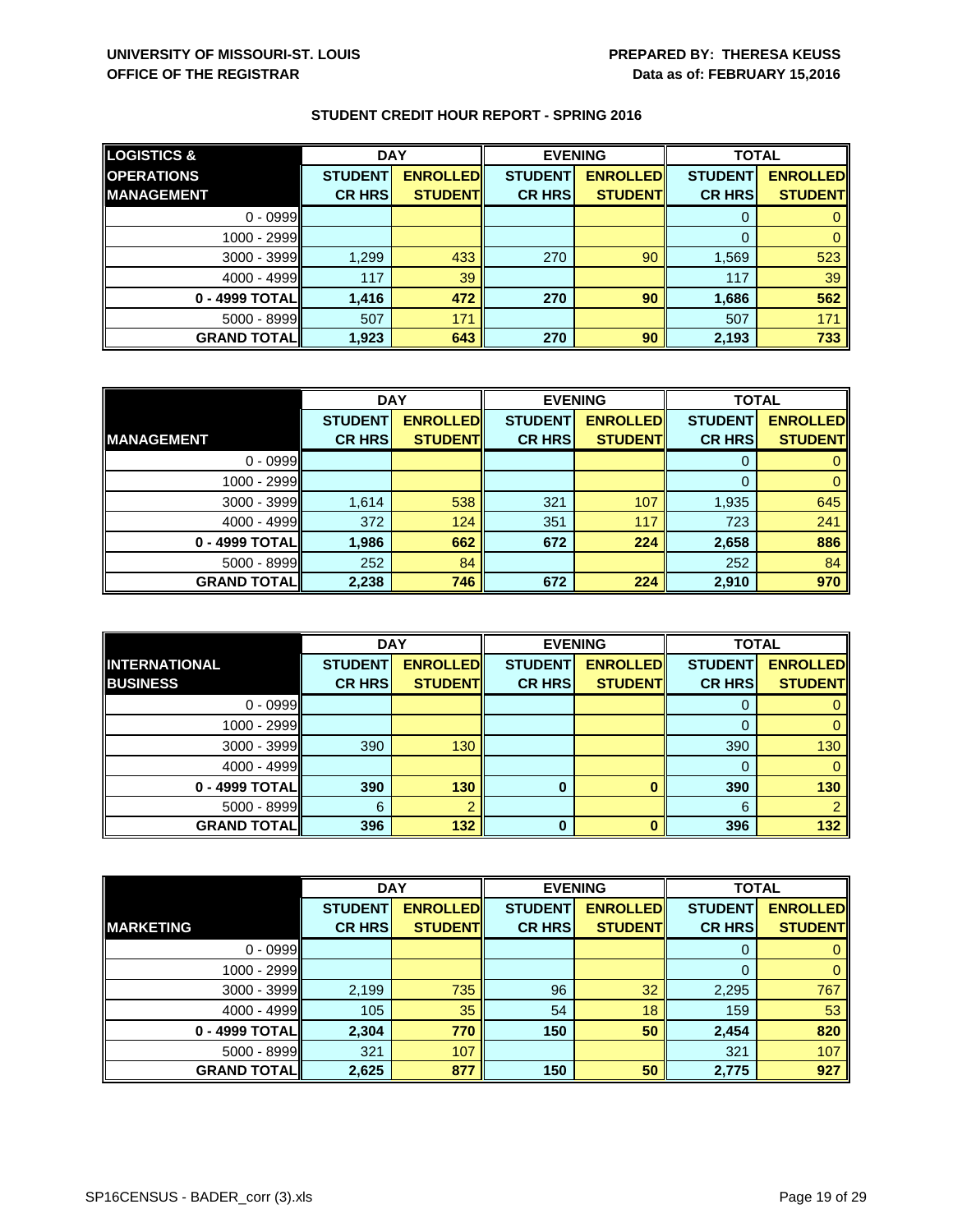**UNIVERSITY OF MISSOURI-ST. LOUIS**
**OFFICE OF THE REGISTRAR**

**PREPARED BY: THERESA KEUSS**
**Data as of: FEBRUARY 15,2016**

## STUDENT CREDIT HOUR REPORT - SPRING 2016

| LOGISTICS & OPERATIONS MANAGEMENT | DAY | | EVENING | | TOTAL | |
|---|---|---|---|---|---|---|
| | STUDENT CR HRS | ENROLLED STUDENT | STUDENT CR HRS | ENROLLED STUDENT | STUDENT CR HRS | ENROLLED STUDENT |
| 0 - 0999 | | | | | 0 | 0 |
| 1000 - 2999 | | | | | 0 | 0 |
| 3000 - 3999 | 1,299 | 433 | 270 | 90 | 1,569 | 523 |
| 4000 - 4999 | 117 | 39 | | | 117 | 39 |
| **0 - 4999 TOTAL** | **1,416** | **472** | **270** | **90** | **1,686** | **562** |
| 5000 - 8999 | 507 | 171 | | | 507 | 171 |
| **GRAND TOTAL** | **1,923** | **643** | **270** | **90** | **2,193** | **733** |

| MANAGEMENT | DAY | | EVENING | | TOTAL | |
|---|---|---|---|---|---|---|
| | STUDENT CR HRS | ENROLLED STUDENT | STUDENT CR HRS | ENROLLED STUDENT | STUDENT CR HRS | ENROLLED STUDENT |
| 0 - 0999 | | | | | 0 | 0 |
| 1000 - 2999 | | | | | 0 | 0 |
| 3000 - 3999 | 1,614 | 538 | 321 | 107 | 1,935 | 645 |
| 4000 - 4999 | 372 | 124 | 351 | 117 | 723 | 241 |
| **0 - 4999 TOTAL** | **1,986** | **662** | **672** | **224** | **2,658** | **886** |
| 5000 - 8999 | 252 | 84 | | | 252 | 84 |
| **GRAND TOTAL** | **2,238** | **746** | **672** | **224** | **2,910** | **970** |

| INTERNATIONAL BUSINESS | DAY | | EVENING | | TOTAL | |
|---|---|---|---|---|---|---|
| | STUDENT CR HRS | ENROLLED STUDENT | STUDENT CR HRS | ENROLLED STUDENT | STUDENT CR HRS | ENROLLED STUDENT |
| 0 - 0999 | | | | | 0 | 0 |
| 1000 - 2999 | | | | | 0 | 0 |
| 3000 - 3999 | 390 | 130 | | | 390 | 130 |
| 4000 - 4999 | | | | | 0 | 0 |
| **0 - 4999 TOTAL** | **390** | **130** | **0** | **0** | **390** | **130** |
| 5000 - 8999 | 6 | 2 | | | 6 | 2 |
| **GRAND TOTAL** | **396** | **132** | **0** | **0** | **396** | **132** |

| MARKETING | DAY | | EVENING | | TOTAL | |
|---|---|---|---|---|---|---|
| | STUDENT CR HRS | ENROLLED STUDENT | STUDENT CR HRS | ENROLLED STUDENT | STUDENT CR HRS | ENROLLED STUDENT |
| 0 - 0999 | | | | | 0 | 0 |
| 1000 - 2999 | | | | | 0 | 0 |
| 3000 - 3999 | 2,199 | 735 | 96 | 32 | 2,295 | 767 |
| 4000 - 4999 | 105 | 35 | 54 | 18 | 159 | 53 |
| **0 - 4999 TOTAL** | **2,304** | **770** | **150** | **50** | **2,454** | **820** |
| 5000 - 8999 | 321 | 107 | | | 321 | 107 |
| **GRAND TOTAL** | **2,625** | **877** | **150** | **50** | **2,775** | **927** |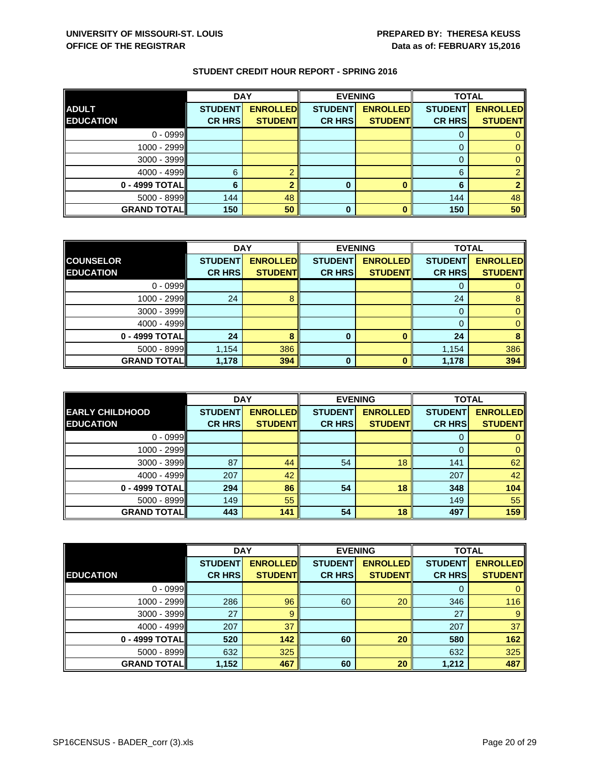UNIVERSITY OF MISSOURI-ST. LOUIS
OFFICE OF THE REGISTRAR

PREPARED BY: THERESA KEUSS
Data as of: FEBRUARY 15,2016

## STUDENT CREDIT HOUR REPORT - SPRING 2016

| ADULT EDUCATION | DAY | | EVENING | | TOTAL | |
|---|---|---|---|---|---|---|
| | STUDENT CR HRS | ENROLLED STUDENT | STUDENT CR HRS | ENROLLED STUDENT | STUDENT CR HRS | ENROLLED STUDENT |
| 0 - 0999 | | | | | 0 | 0 |
| 1000 - 2999 | | | | | 0 | 0 |
| 3000 - 3999 | | | | | 0 | 0 |
| 4000 - 4999 | 6 | 2 | | | 6 | 2 |
| **0 - 4999 TOTAL** | **6** | **2** | **0** | **0** | **6** | **2** |
| 5000 - 8999 | 144 | 48 | | | 144 | 48 |
| **GRAND TOTAL** | **150** | **50** | **0** | **0** | **150** | **50** |

| COUNSELOR EDUCATION | DAY | | EVENING | | TOTAL | |
|---|---|---|---|---|---|---|
| | STUDENT CR HRS | ENROLLED STUDENT | STUDENT CR HRS | ENROLLED STUDENT | STUDENT CR HRS | ENROLLED STUDENT |
| 0 - 0999 | | | | | 0 | 0 |
| 1000 - 2999 | 24 | 8 | | | 24 | 8 |
| 3000 - 3999 | | | | | 0 | 0 |
| 4000 - 4999 | | | | | 0 | 0 |
| **0 - 4999 TOTAL** | **24** | **8** | **0** | **0** | **24** | **8** |
| 5000 - 8999 | 1,154 | 386 | | | 1,154 | 386 |
| **GRAND TOTAL** | **1,178** | **394** | **0** | **0** | **1,178** | **394** |

| EARLY CHILDHOOD EDUCATION | DAY | | EVENING | | TOTAL | |
|---|---|---|---|---|---|---|
| | STUDENT CR HRS | ENROLLED STUDENT | STUDENT CR HRS | ENROLLED STUDENT | STUDENT CR HRS | ENROLLED STUDENT |
| 0 - 0999 | | | | | 0 | 0 |
| 1000 - 2999 | | | | | 0 | 0 |
| 3000 - 3999 | 87 | 44 | 54 | 18 | 141 | 62 |
| 4000 - 4999 | 207 | 42 | | | 207 | 42 |
| **0 - 4999 TOTAL** | **294** | **86** | **54** | **18** | **348** | **104** |
| 5000 - 8999 | 149 | 55 | | | 149 | 55 |
| **GRAND TOTAL** | **443** | **141** | **54** | **18** | **497** | **159** |

| EDUCATION | DAY | | EVENING | | TOTAL | |
|---|---|---|---|---|---|---|
| | STUDENT CR HRS | ENROLLED STUDENT | STUDENT CR HRS | ENROLLED STUDENT | STUDENT CR HRS | ENROLLED STUDENT |
| 0 - 0999 | | | | | 0 | 0 |
| 1000 - 2999 | 286 | 96 | 60 | 20 | 346 | 116 |
| 3000 - 3999 | 27 | 9 | | | 27 | 9 |
| 4000 - 4999 | 207 | 37 | | | 207 | 37 |
| **0 - 4999 TOTAL** | **520** | **142** | **60** | **20** | **580** | **162** |
| 5000 - 8999 | 632 | 325 | | | 632 | 325 |
| **GRAND TOTAL** | **1,152** | **467** | **60** | **20** | **1,212** | **487** |

SP16CENSUS - BADER_corr (3).xls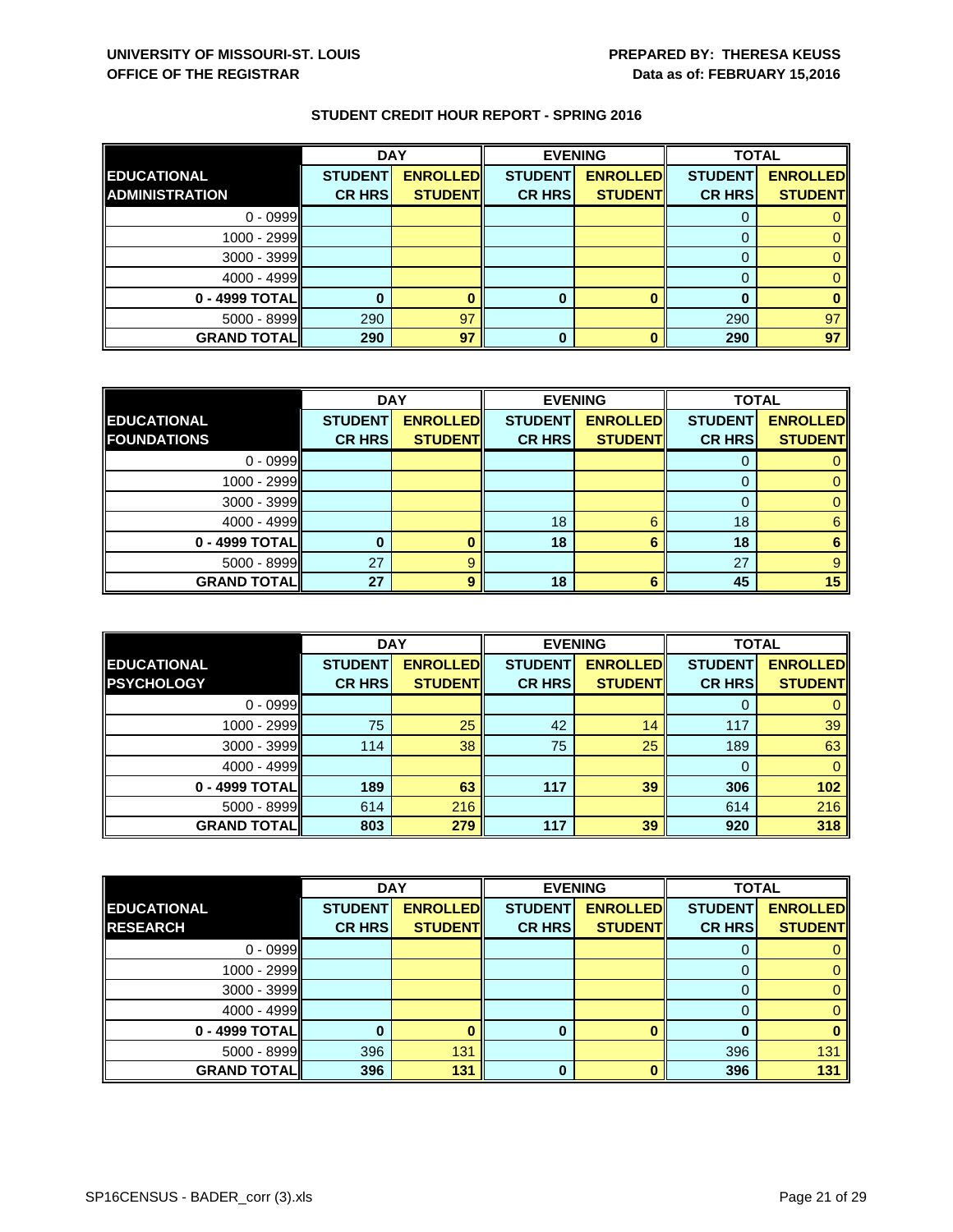UNIVERSITY OF MISSOURI-ST. LOUIS
OFFICE OF THE REGISTRAR

PREPARED BY: THERESA KEUSS
Data as of: FEBRUARY 15,2016

## STUDENT CREDIT HOUR REPORT - SPRING 2016

| | DAY | | EVENING | | TOTAL | |
|---|---|---|---|---|---|---|
| **EDUCATIONAL ADMINISTRATION** | **STUDENT CR HRS** | **ENROLLED STUDENT** | **STUDENT CR HRS** | **ENROLLED STUDENT** | **STUDENT CR HRS** | **ENROLLED STUDENT** |
| 0 - 0999 | | | | | 0 | 0 |
| 1000 - 2999 | | | | | 0 | 0 |
| 3000 - 3999 | | | | | 0 | 0 |
| 4000 - 4999 | | | | | 0 | 0 |
| **0 - 4999 TOTAL** | **0** | **0** | **0** | **0** | **0** | **0** |
| 5000 - 8999 | 290 | 97 | | | 290 | 97 |
| **GRAND TOTAL** | **290** | **97** | **0** | **0** | **290** | **97** |

| | DAY | | EVENING | | TOTAL | |
|---|---|---|---|---|---|---|
| **EDUCATIONAL FOUNDATIONS** | **STUDENT CR HRS** | **ENROLLED STUDENT** | **STUDENT CR HRS** | **ENROLLED STUDENT** | **STUDENT CR HRS** | **ENROLLED STUDENT** |
| 0 - 0999 | | | | | 0 | 0 |
| 1000 - 2999 | | | | | 0 | 0 |
| 3000 - 3999 | | | | | 0 | 0 |
| 4000 - 4999 | | | 18 | 6 | 18 | 6 |
| **0 - 4999 TOTAL** | **0** | **0** | **18** | **6** | **18** | **6** |
| 5000 - 8999 | 27 | 9 | | | 27 | 9 |
| **GRAND TOTAL** | **27** | **9** | **18** | **6** | **45** | **15** |

| | DAY | | EVENING | | TOTAL | |
|---|---|---|---|---|---|---|
| **EDUCATIONAL PSYCHOLOGY** | **STUDENT CR HRS** | **ENROLLED STUDENT** | **STUDENT CR HRS** | **ENROLLED STUDENT** | **STUDENT CR HRS** | **ENROLLED STUDENT** |
| 0 - 0999 | | | | | 0 | 0 |
| 1000 - 2999 | 75 | 25 | 42 | 14 | 117 | 39 |
| 3000 - 3999 | 114 | 38 | 75 | 25 | 189 | 63 |
| 4000 - 4999 | | | | | 0 | 0 |
| **0 - 4999 TOTAL** | **189** | **63** | **117** | **39** | **306** | **102** |
| 5000 - 8999 | 614 | 216 | | | 614 | 216 |
| **GRAND TOTAL** | **803** | **279** | **117** | **39** | **920** | **318** |

| | DAY | | EVENING | | TOTAL | |
|---|---|---|---|---|---|---|
| **EDUCATIONAL RESEARCH** | **STUDENT CR HRS** | **ENROLLED STUDENT** | **STUDENT CR HRS** | **ENROLLED STUDENT** | **STUDENT CR HRS** | **ENROLLED STUDENT** |
| 0 - 0999 | | | | | 0 | 0 |
| 1000 - 2999 | | | | | 0 | 0 |
| 3000 - 3999 | | | | | 0 | 0 |
| 4000 - 4999 | | | | | 0 | 0 |
| **0 - 4999 TOTAL** | **0** | **0** | **0** | **0** | **0** | **0** |
| 5000 - 8999 | 396 | 131 | | | 396 | 131 |
| **GRAND TOTAL** | **396** | **131** | **0** | **0** | **396** | **131** |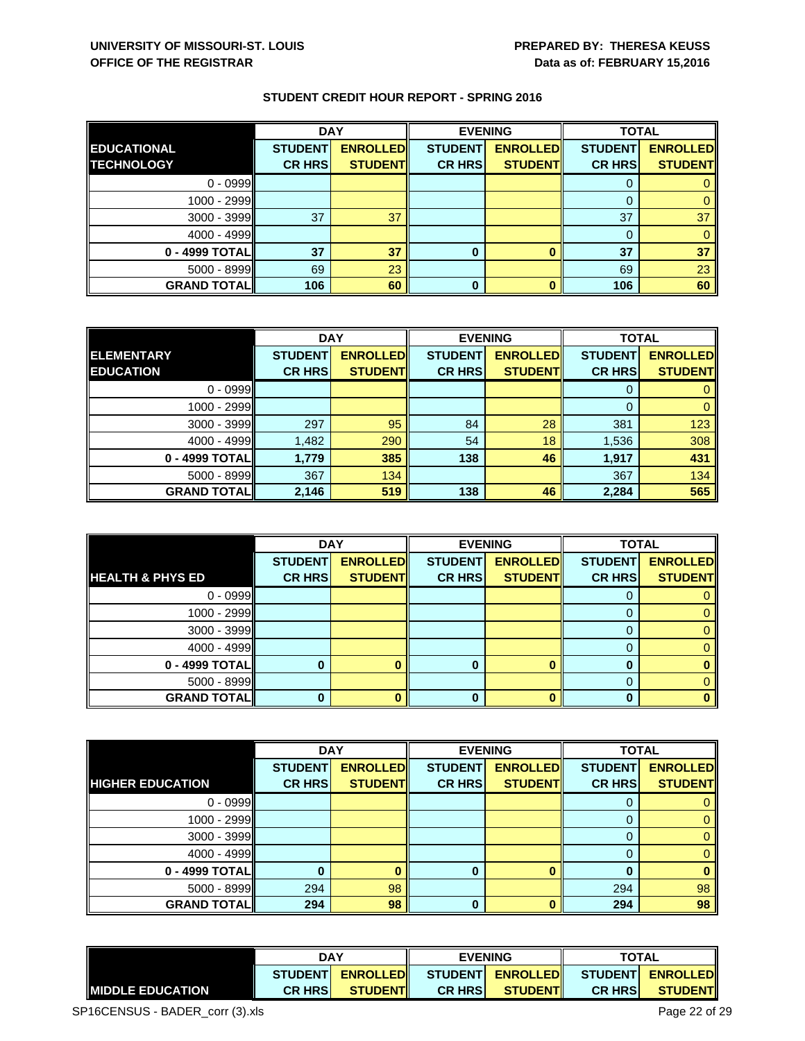UNIVERSITY OF MISSOURI-ST. LOUIS
OFFICE OF THE REGISTRAR

PREPARED BY: THERESA KEUSS
Data as of: FEBRUARY 15,2016

## STUDENT CREDIT HOUR REPORT - SPRING 2016

| EDUCATIONAL TECHNOLOGY | DAY | | EVENING | | TOTAL | |
|---|---|---|---|---|---|---|
| | STUDENT CR HRS | ENROLLED STUDENT | STUDENT CR HRS | ENROLLED STUDENT | STUDENT CR HRS | ENROLLED STUDENT |
| 0 - 0999 | | | | | 0 | 0 |
| 1000 - 2999 | | | | | 0 | 0 |
| 3000 - 3999 | 37 | 37 | | | 37 | 37 |
| 4000 - 4999 | | | | | 0 | 0 |
| **0 - 4999 TOTAL** | **37** | **37** | **0** | **0** | **37** | **37** |
| 5000 - 8999 | 69 | 23 | | | 69 | 23 |
| **GRAND TOTAL** | **106** | **60** | **0** | **0** | **106** | **60** |

| ELEMENTARY EDUCATION | DAY | | EVENING | | TOTAL | |
|---|---|---|---|---|---|---|
| | STUDENT CR HRS | ENROLLED STUDENT | STUDENT CR HRS | ENROLLED STUDENT | STUDENT CR HRS | ENROLLED STUDENT |
| 0 - 0999 | | | | | 0 | 0 |
| 1000 - 2999 | | | | | 0 | 0 |
| 3000 - 3999 | 297 | 95 | 84 | 28 | 381 | 123 |
| 4000 - 4999 | 1,482 | 290 | 54 | 18 | 1,536 | 308 |
| **0 - 4999 TOTAL** | **1,779** | **385** | **138** | **46** | **1,917** | **431** |
| 5000 - 8999 | 367 | 134 | | | 367 | 134 |
| **GRAND TOTAL** | **2,146** | **519** | **138** | **46** | **2,284** | **565** |

| HEALTH & PHYS ED | DAY | | EVENING | | TOTAL | |
|---|---|---|---|---|---|---|
| | STUDENT CR HRS | ENROLLED STUDENT | STUDENT CR HRS | ENROLLED STUDENT | STUDENT CR HRS | ENROLLED STUDENT |
| 0 - 0999 | | | | | 0 | 0 |
| 1000 - 2999 | | | | | 0 | 0 |
| 3000 - 3999 | | | | | 0 | 0 |
| 4000 - 4999 | | | | | 0 | 0 |
| **0 - 4999 TOTAL** | **0** | **0** | **0** | **0** | **0** | **0** |
| 5000 - 8999 | | | | | 0 | 0 |
| **GRAND TOTAL** | **0** | **0** | **0** | **0** | **0** | **0** |

| HIGHER EDUCATION | DAY | | EVENING | | TOTAL | |
|---|---|---|---|---|---|---|
| | STUDENT CR HRS | ENROLLED STUDENT | STUDENT CR HRS | ENROLLED STUDENT | STUDENT CR HRS | ENROLLED STUDENT |
| 0 - 0999 | | | | | 0 | 0 |
| 1000 - 2999 | | | | | 0 | 0 |
| 3000 - 3999 | | | | | 0 | 0 |
| 4000 - 4999 | | | | | 0 | 0 |
| **0 - 4999 TOTAL** | **0** | **0** | **0** | **0** | **0** | **0** |
| 5000 - 8999 | 294 | 98 | | | 294 | 98 |
| **GRAND TOTAL** | **294** | **98** | **0** | **0** | **294** | **98** |

| MIDDLE EDUCATION | DAY | | EVENING | | TOTAL | |
|---|---|---|---|---|---|---|
| | STUDENT CR HRS | ENROLLED STUDENT | STUDENT CR HRS | ENROLLED STUDENT | STUDENT CR HRS | ENROLLED STUDENT |

SP16CENSUS - BADER_corr (3).xls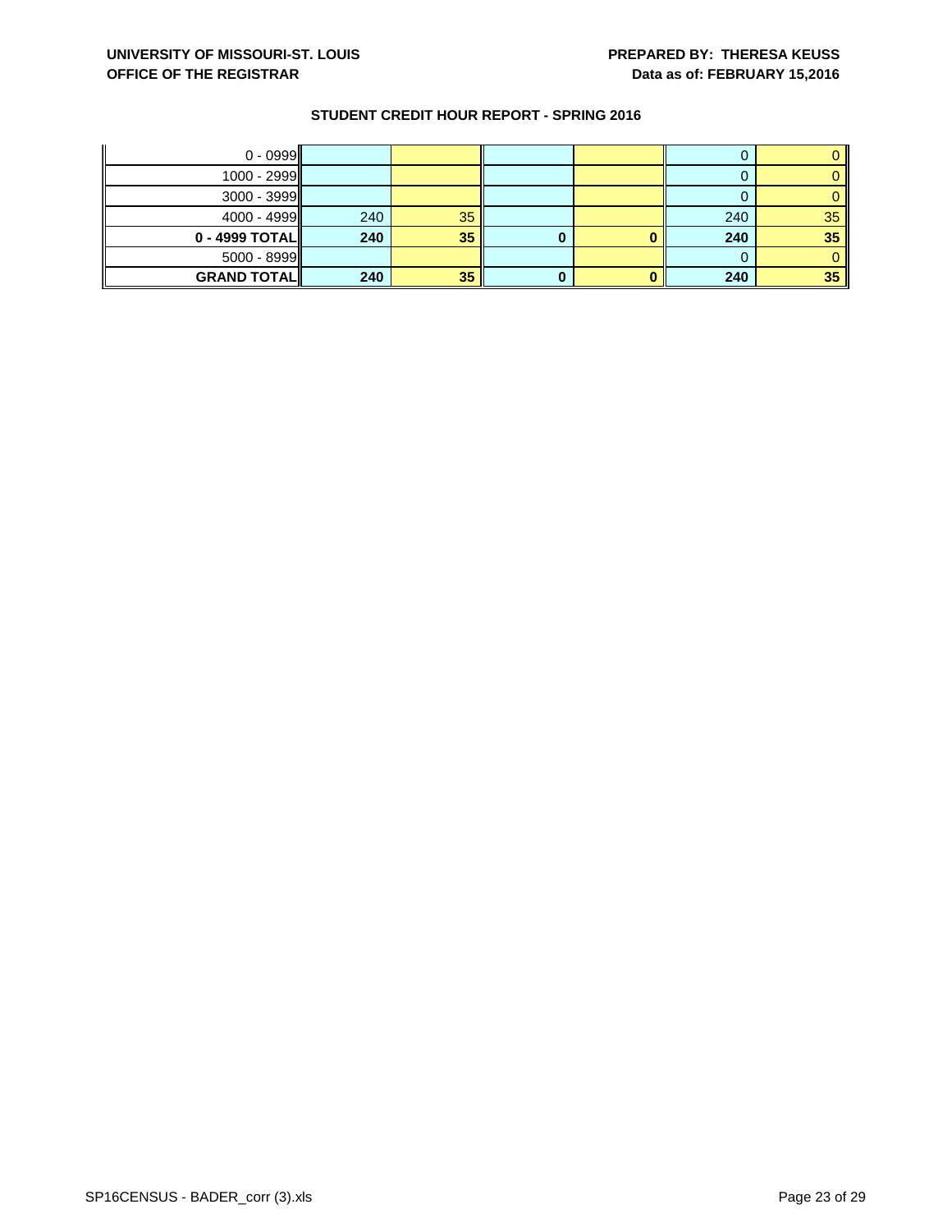UNIVERSITY OF MISSOURI-ST. LOUIS
OFFICE OF THE REGISTRAR

PREPARED BY: THERESA KEUSS
Data as of: FEBRUARY 15,2016

## STUDENT CREDIT HOUR REPORT - SPRING 2016

| | | | | | | |
|---|---|---|---|---|---|---|
| 0 - 0999 | | | | | 0 | 0 |
| 1000 - 2999 | | | | | 0 | 0 |
| 3000 - 3999 | | | | | 0 | 0 |
| 4000 - 4999 | 240 | 35 | | | 240 | 35 |
| **0 - 4999 TOTAL** | **240** | **35** | **0** | **0** | **240** | **35** |
| 5000 - 8999 | | | | | 0 | 0 |
| **GRAND TOTAL** | **240** | **35** | **0** | **0** | **240** | **35** |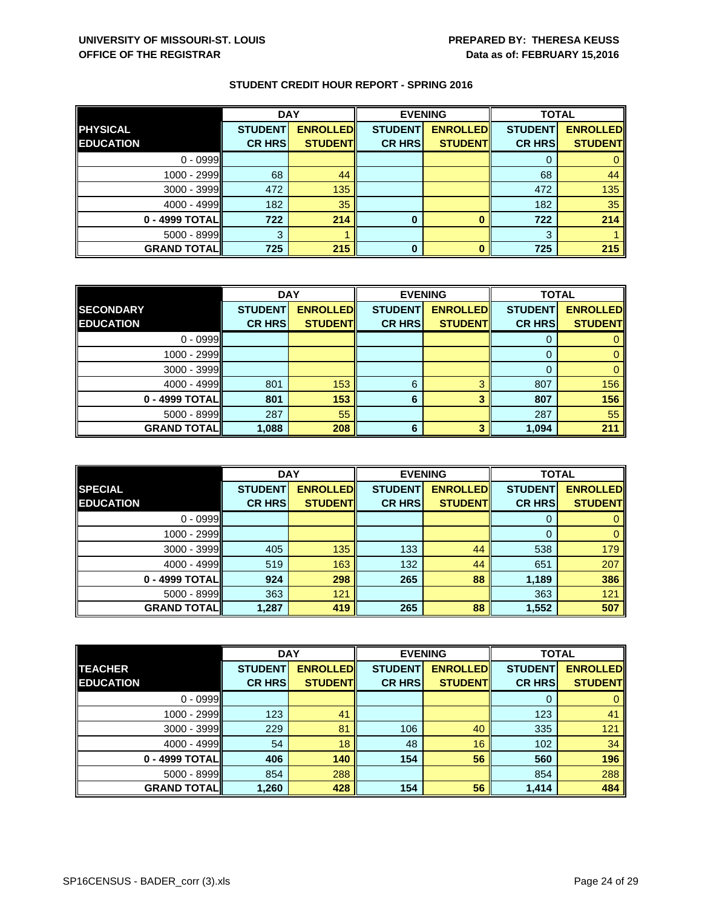UNIVERSITY OF MISSOURI-ST. LOUIS
OFFICE OF THE REGISTRAR

PREPARED BY: THERESA KEUSS
Data as of: FEBRUARY 15,2016

## STUDENT CREDIT HOUR REPORT - SPRING 2016

| PHYSICAL EDUCATION | DAY | | EVENING | | TOTAL | |
|---|---|---|---|---|---|---|
| | STUDENT CR HRS | ENROLLED STUDENT | STUDENT CR HRS | ENROLLED STUDENT | STUDENT CR HRS | ENROLLED STUDENT |
| 0 - 0999 | | | | | 0 | 0 |
| 1000 - 2999 | 68 | 44 | | | 68 | 44 |
| 3000 - 3999 | 472 | 135 | | | 472 | 135 |
| 4000 - 4999 | 182 | 35 | | | 182 | 35 |
| **0 - 4999 TOTAL** | **722** | **214** | **0** | **0** | **722** | **214** |
| 5000 - 8999 | 3 | 1 | | | 3 | 1 |
| **GRAND TOTAL** | **725** | **215** | **0** | **0** | **725** | **215** |

| SECONDARY EDUCATION | DAY | | EVENING | | TOTAL | |
|---|---|---|---|---|---|---|
| | STUDENT CR HRS | ENROLLED STUDENT | STUDENT CR HRS | ENROLLED STUDENT | STUDENT CR HRS | ENROLLED STUDENT |
| 0 - 0999 | | | | | 0 | 0 |
| 1000 - 2999 | | | | | 0 | 0 |
| 3000 - 3999 | | | | | 0 | 0 |
| 4000 - 4999 | 801 | 153 | 6 | 3 | 807 | 156 |
| **0 - 4999 TOTAL** | **801** | **153** | **6** | **3** | **807** | **156** |
| 5000 - 8999 | 287 | 55 | | | 287 | 55 |
| **GRAND TOTAL** | **1,088** | **208** | **6** | **3** | **1,094** | **211** |

| SPECIAL EDUCATION | DAY | | EVENING | | TOTAL | |
|---|---|---|---|---|---|---|
| | STUDENT CR HRS | ENROLLED STUDENT | STUDENT CR HRS | ENROLLED STUDENT | STUDENT CR HRS | ENROLLED STUDENT |
| 0 - 0999 | | | | | 0 | 0 |
| 1000 - 2999 | | | | | 0 | 0 |
| 3000 - 3999 | 405 | 135 | 133 | 44 | 538 | 179 |
| 4000 - 4999 | 519 | 163 | 132 | 44 | 651 | 207 |
| **0 - 4999 TOTAL** | **924** | **298** | **265** | **88** | **1,189** | **386** |
| 5000 - 8999 | 363 | 121 | | | 363 | 121 |
| **GRAND TOTAL** | **1,287** | **419** | **265** | **88** | **1,552** | **507** |

| TEACHER EDUCATION | DAY | | EVENING | | TOTAL | |
|---|---|---|---|---|---|---|
| | STUDENT CR HRS | ENROLLED STUDENT | STUDENT CR HRS | ENROLLED STUDENT | STUDENT CR HRS | ENROLLED STUDENT |
| 0 - 0999 | | | | | 0 | 0 |
| 1000 - 2999 | 123 | 41 | | | 123 | 41 |
| 3000 - 3999 | 229 | 81 | 106 | 40 | 335 | 121 |
| 4000 - 4999 | 54 | 18 | 48 | 16 | 102 | 34 |
| **0 - 4999 TOTAL** | **406** | **140** | **154** | **56** | **560** | **196** |
| 5000 - 8999 | 854 | 288 | | | 854 | 288 |
| **GRAND TOTAL** | **1,260** | **428** | **154** | **56** | **1,414** | **484** |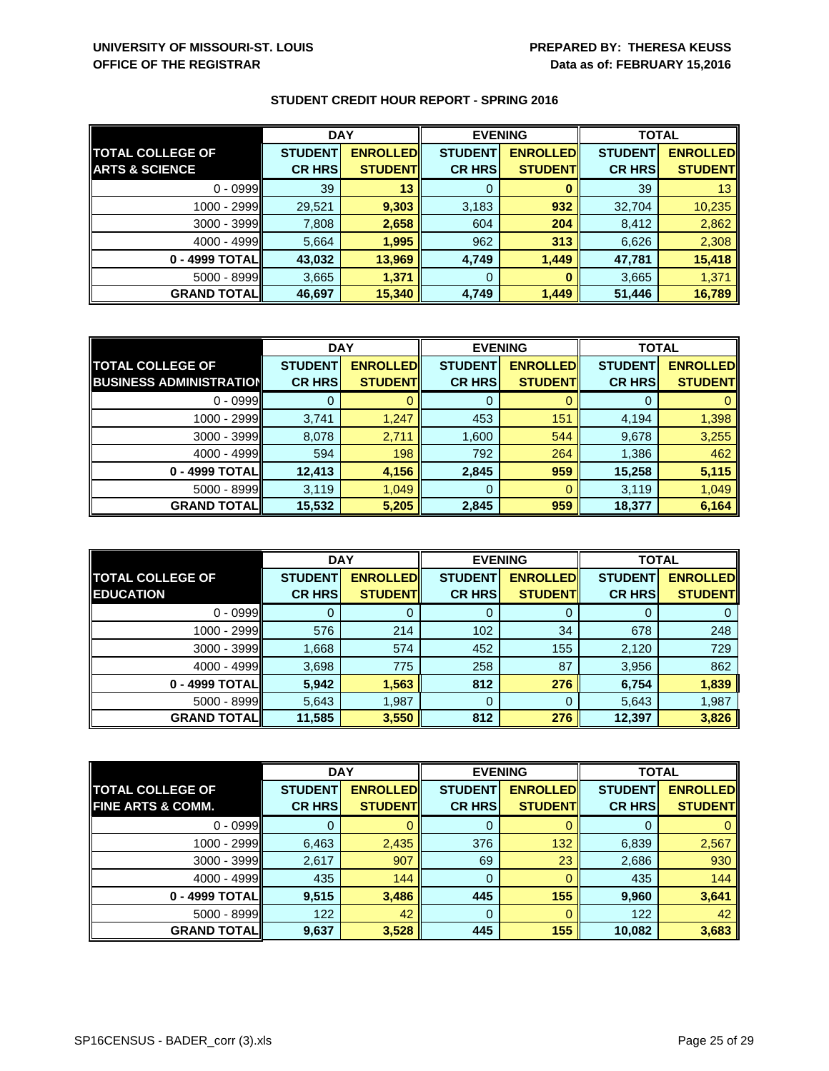UNIVERSITY OF MISSOURI-ST. LOUIS
OFFICE OF THE REGISTRAR

PREPARED BY: THERESA KEUSS
Data as of: FEBRUARY 15,2016

## STUDENT CREDIT HOUR REPORT - SPRING 2016

| | DAY | | EVENING | | TOTAL | |
|---|---|---|---|---|---|---|
| **TOTAL COLLEGE OF ARTS & SCIENCE** | **STUDENT CR HRS** | **ENROLLED STUDENT** | **STUDENT CR HRS** | **ENROLLED STUDENT** | **STUDENT CR HRS** | **ENROLLED STUDENT** |
| 0 - 0999 | 39 | 13 | 0 | 0 | 39 | 13 |
| 1000 - 2999 | 29,521 | 9,303 | 3,183 | 932 | 32,704 | 10,235 |
| 3000 - 3999 | 7,808 | 2,658 | 604 | 204 | 8,412 | 2,862 |
| 4000 - 4999 | 5,664 | 1,995 | 962 | 313 | 6,626 | 2,308 |
| **0 - 4999 TOTAL** | **43,032** | **13,969** | **4,749** | **1,449** | **47,781** | **15,418** |
| 5000 - 8999 | 3,665 | 1,371 | 0 | 0 | 3,665 | 1,371 |
| **GRAND TOTAL** | **46,697** | **15,340** | **4,749** | **1,449** | **51,446** | **16,789** |

| | DAY | | EVENING | | TOTAL | |
|---|---|---|---|---|---|---|
| **TOTAL COLLEGE OF BUSINESS ADMINISTRATION** | **STUDENT CR HRS** | **ENROLLED STUDENT** | **STUDENT CR HRS** | **ENROLLED STUDENT** | **STUDENT CR HRS** | **ENROLLED STUDENT** |
| 0 - 0999 | 0 | 0 | 0 | 0 | 0 | 0 |
| 1000 - 2999 | 3,741 | 1,247 | 453 | 151 | 4,194 | 1,398 |
| 3000 - 3999 | 8,078 | 2,711 | 1,600 | 544 | 9,678 | 3,255 |
| 4000 - 4999 | 594 | 198 | 792 | 264 | 1,386 | 462 |
| **0 - 4999 TOTAL** | **12,413** | **4,156** | **2,845** | **959** | **15,258** | **5,115** |
| 5000 - 8999 | 3,119 | 1,049 | 0 | 0 | 3,119 | 1,049 |
| **GRAND TOTAL** | **15,532** | **5,205** | **2,845** | **959** | **18,377** | **6,164** |

| | DAY | | EVENING | | TOTAL | |
|---|---|---|---|---|---|---|
| **TOTAL COLLEGE OF EDUCATION** | **STUDENT CR HRS** | **ENROLLED STUDENT** | **STUDENT CR HRS** | **ENROLLED STUDENT** | **STUDENT CR HRS** | **ENROLLED STUDENT** |
| 0 - 0999 | 0 | 0 | 0 | 0 | 0 | 0 |
| 1000 - 2999 | 576 | 214 | 102 | 34 | 678 | 248 |
| 3000 - 3999 | 1,668 | 574 | 452 | 155 | 2,120 | 729 |
| 4000 - 4999 | 3,698 | 775 | 258 | 87 | 3,956 | 862 |
| **0 - 4999 TOTAL** | **5,942** | **1,563** | **812** | **276** | **6,754** | **1,839** |
| 5000 - 8999 | 5,643 | 1,987 | 0 | 0 | 5,643 | 1,987 |
| **GRAND TOTAL** | **11,585** | **3,550** | **812** | **276** | **12,397** | **3,826** |

| | DAY | | EVENING | | TOTAL | |
|---|---|---|---|---|---|---|
| **TOTAL COLLEGE OF FINE ARTS & COMM.** | **STUDENT CR HRS** | **ENROLLED STUDENT** | **STUDENT CR HRS** | **ENROLLED STUDENT** | **STUDENT CR HRS** | **ENROLLED STUDENT** |
| 0 - 0999 | 0 | 0 | 0 | 0 | 0 | 0 |
| 1000 - 2999 | 6,463 | 2,435 | 376 | 132 | 6,839 | 2,567 |
| 3000 - 3999 | 2,617 | 907 | 69 | 23 | 2,686 | 930 |
| 4000 - 4999 | 435 | 144 | 0 | 0 | 435 | 144 |
| **0 - 4999 TOTAL** | **9,515** | **3,486** | **445** | **155** | **9,960** | **3,641** |
| 5000 - 8999 | 122 | 42 | 0 | 0 | 122 | 42 |
| **GRAND TOTAL** | **9,637** | **3,528** | **445** | **155** | **10,082** | **3,683** |

SP16CENSUS - BADER_corr (3).xls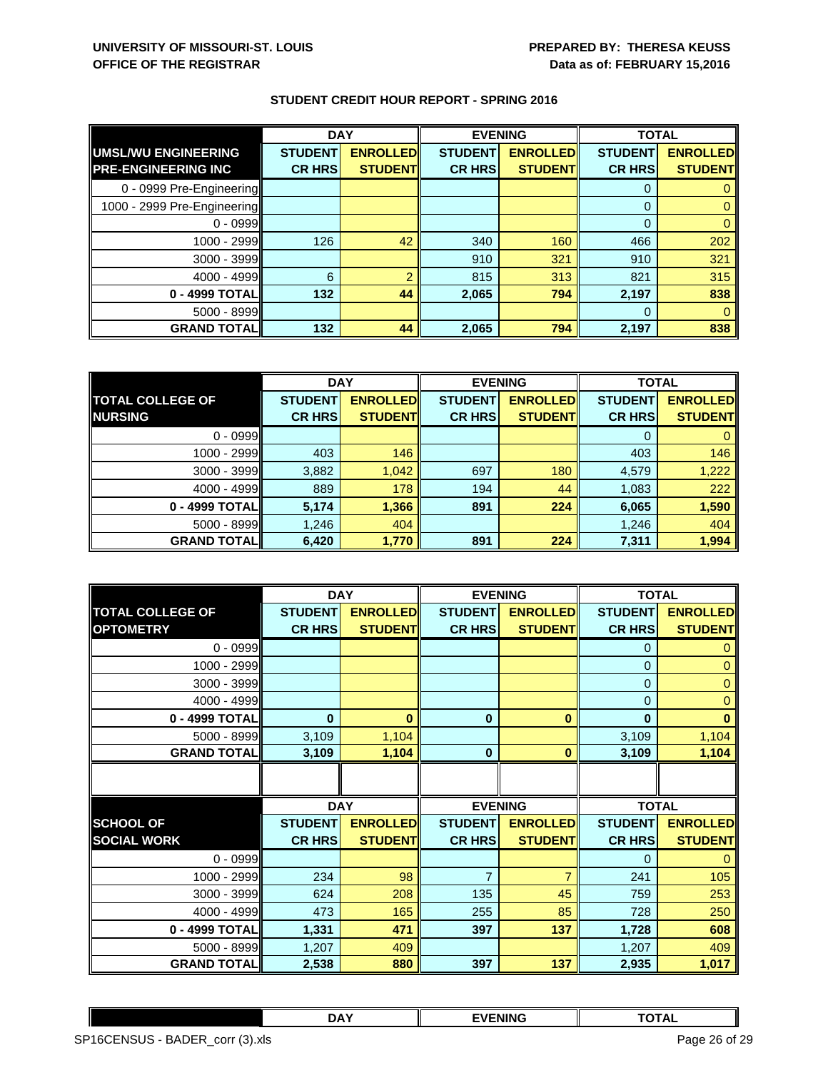**UNIVERSITY OF MISSOURI-ST. LOUIS**
**OFFICE OF THE REGISTRAR**

**PREPARED BY: THERESA KEUSS**
**Data as of: FEBRUARY 15,2016**

## STUDENT CREDIT HOUR REPORT - SPRING 2016

| | DAY | | EVENING | | TOTAL | |
|---|---|---|---|---|---|---|
| **UMSL/WU ENGINEERING PRE-ENGINEERING INC** | **STUDENT CR HRS** | **ENROLLED STUDENT** | **STUDENT CR HRS** | **ENROLLED STUDENT** | **STUDENT CR HRS** | **ENROLLED STUDENT** |
| 0 - 0999 Pre-Engineering | | | | | 0 | 0 |
| 1000 - 2999 Pre-Engineering | | | | | 0 | 0 |
| 0 - 0999 | | | | | 0 | 0 |
| 1000 - 2999 | 126 | 42 | 340 | 160 | 466 | 202 |
| 3000 - 3999 | | | 910 | 321 | 910 | 321 |
| 4000 - 4999 | 6 | 2 | 815 | 313 | 821 | 315 |
| **0 - 4999 TOTAL** | **132** | **44** | **2,065** | **794** | **2,197** | **838** |
| 5000 - 8999 | | | | | 0 | 0 |
| **GRAND TOTAL** | **132** | **44** | **2,065** | **794** | **2,197** | **838** |

| | DAY | | EVENING | | TOTAL | |
|---|---|---|---|---|---|---|
| **TOTAL COLLEGE OF NURSING** | **STUDENT CR HRS** | **ENROLLED STUDENT** | **STUDENT CR HRS** | **ENROLLED STUDENT** | **STUDENT CR HRS** | **ENROLLED STUDENT** |
| 0 - 0999 | | | | | 0 | 0 |
| 1000 - 2999 | 403 | 146 | | | 403 | 146 |
| 3000 - 3999 | 3,882 | 1,042 | 697 | 180 | 4,579 | 1,222 |
| 4000 - 4999 | 889 | 178 | 194 | 44 | 1,083 | 222 |
| **0 - 4999 TOTAL** | **5,174** | **1,366** | **891** | **224** | **6,065** | **1,590** |
| 5000 - 8999 | 1,246 | 404 | | | 1,246 | 404 |
| **GRAND TOTAL** | **6,420** | **1,770** | **891** | **224** | **7,311** | **1,994** |

| | DAY | | EVENING | | TOTAL | |
|---|---|---|---|---|---|---|
| **TOTAL COLLEGE OF OPTOMETRY** | **STUDENT CR HRS** | **ENROLLED STUDENT** | **STUDENT CR HRS** | **ENROLLED STUDENT** | **STUDENT CR HRS** | **ENROLLED STUDENT** |
| 0 - 0999 | | | | | 0 | 0 |
| 1000 - 2999 | | | | | 0 | 0 |
| 3000 - 3999 | | | | | 0 | 0 |
| 4000 - 4999 | | | | | 0 | 0 |
| **0 - 4999 TOTAL** | **0** | **0** | **0** | **0** | **0** | **0** |
| 5000 - 8999 | 3,109 | 1,104 | | | 3,109 | 1,104 |
| **GRAND TOTAL** | **3,109** | **1,104** | **0** | **0** | **3,109** | **1,104** |

| | DAY | | EVENING | | TOTAL | |
|---|---|---|---|---|---|---|
| **SCHOOL OF SOCIAL WORK** | **STUDENT CR HRS** | **ENROLLED STUDENT** | **STUDENT CR HRS** | **ENROLLED STUDENT** | **STUDENT CR HRS** | **ENROLLED STUDENT** |
| 0 - 0999 | | | | | 0 | 0 |
| 1000 - 2999 | 234 | 98 | 7 | 7 | 241 | 105 |
| 3000 - 3999 | 624 | 208 | 135 | 45 | 759 | 253 |
| 4000 - 4999 | 473 | 165 | 255 | 85 | 728 | 250 |
| **0 - 4999 TOTAL** | **1,331** | **471** | **397** | **137** | **1,728** | **608** |
| 5000 - 8999 | 1,207 | 409 | | | 1,207 | 409 |
| **GRAND TOTAL** | **2,538** | **880** | **397** | **137** | **2,935** | **1,017** |

| | DAY | | EVENING | | TOTAL | |
|---|---|---|---|---|---|---|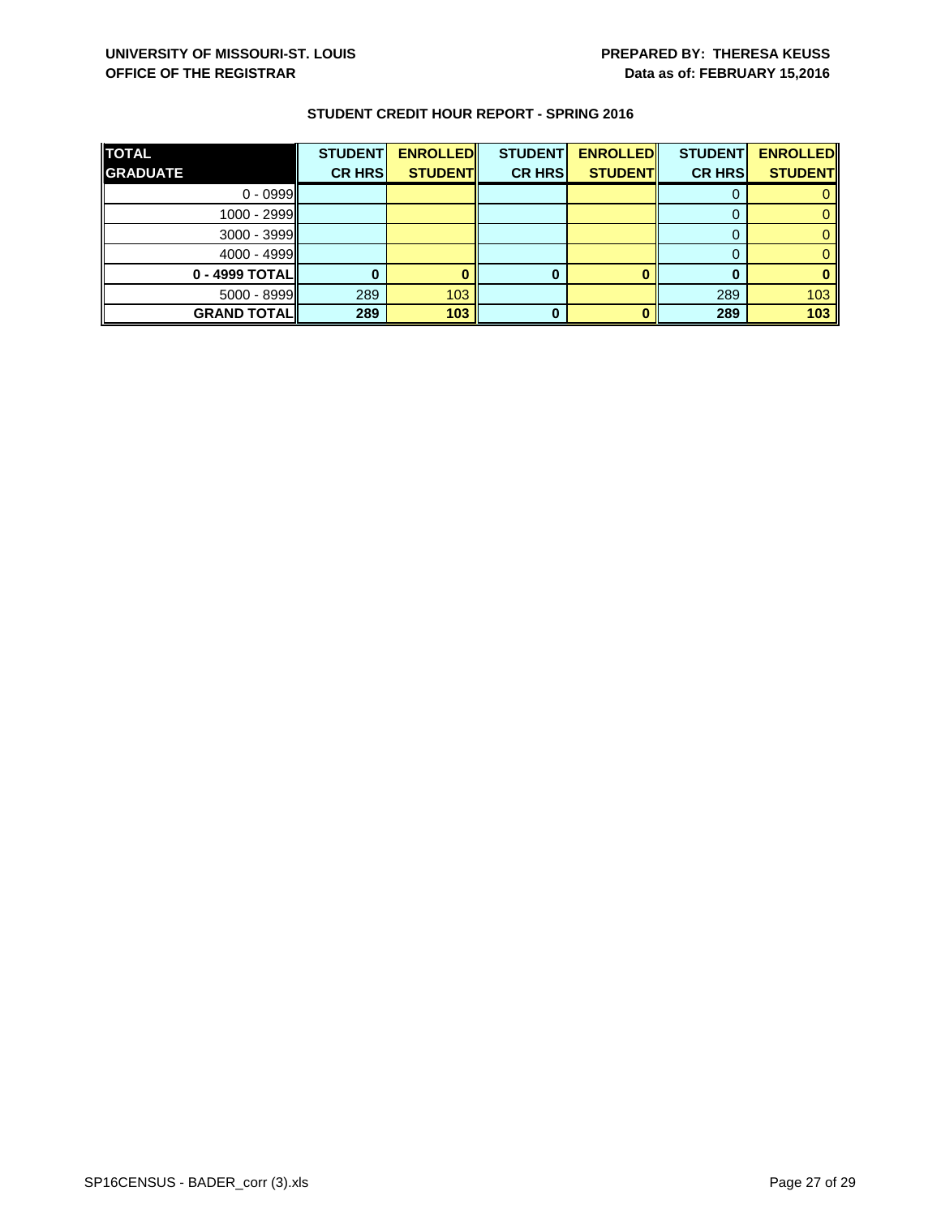UNIVERSITY OF MISSOURI-ST. LOUIS
OFFICE OF THE REGISTRAR

PREPARED BY: THERESA KEUSS
Data as of: FEBRUARY 15,2016

**STUDENT CREDIT HOUR REPORT - SPRING 2016**

| TOTAL GRADUATE | STUDENT CR HRS | ENROLLED STUDENT | STUDENT CR HRS | ENROLLED STUDENT | STUDENT CR HRS | ENROLLED STUDENT |
|---|---|---|---|---|---|---|
| 0 - 0999 | | | | | 0 | 0 |
| 1000 - 2999 | | | | | 0 | 0 |
| 3000 - 3999 | | | | | 0 | 0 |
| 4000 - 4999 | | | | | 0 | 0 |
| **0 - 4999 TOTAL** | **0** | **0** | **0** | **0** | **0** | **0** |
| 5000 - 8999 | 289 | 103 | | | 289 | 103 |
| **GRAND TOTAL** | **289** | **103** | **0** | **0** | **289** | **103** |

SP16CENSUS - BADER_corr (3).xls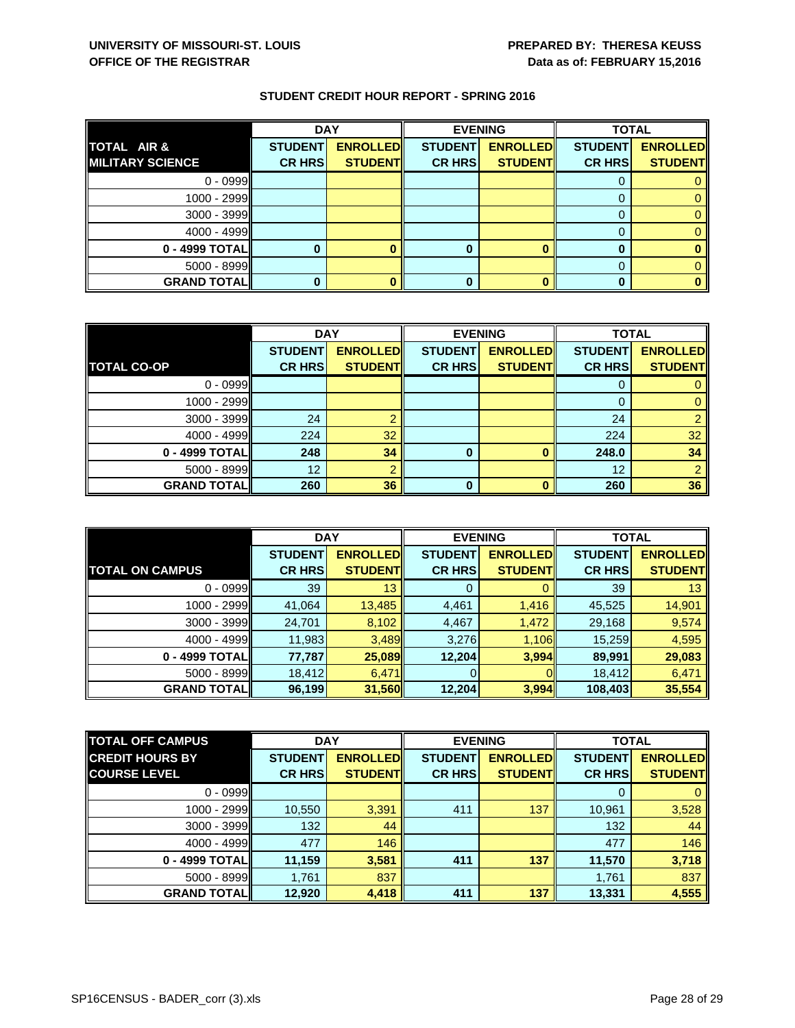UNIVERSITY OF MISSOURI-ST. LOUIS
OFFICE OF THE REGISTRAR

PREPARED BY: THERESA KEUSS
Data as of: FEBRUARY 15,2016

## STUDENT CREDIT HOUR REPORT - SPRING 2016

| TOTAL AIR & MILITARY SCIENCE | DAY | | EVENING | | TOTAL | |
|---|---|---|---|---|---|---|
| | STUDENT CR HRS | ENROLLED STUDENT | STUDENT CR HRS | ENROLLED STUDENT | STUDENT CR HRS | ENROLLED STUDENT |
| 0 - 0999 | | | | | 0 | 0 |
| 1000 - 2999 | | | | | 0 | 0 |
| 3000 - 3999 | | | | | 0 | 0 |
| 4000 - 4999 | | | | | 0 | 0 |
| **0 - 4999 TOTAL** | **0** | **0** | **0** | **0** | **0** | **0** |
| 5000 - 8999 | | | | | 0 | 0 |
| **GRAND TOTAL** | **0** | **0** | **0** | **0** | **0** | **0** |

| TOTAL CO-OP | DAY | | EVENING | | TOTAL | |
|---|---|---|---|---|---|---|
| | STUDENT CR HRS | ENROLLED STUDENT | STUDENT CR HRS | ENROLLED STUDENT | STUDENT CR HRS | ENROLLED STUDENT |
| 0 - 0999 | | | | | 0 | 0 |
| 1000 - 2999 | | | | | 0 | 0 |
| 3000 - 3999 | 24 | 2 | | | 24 | 2 |
| 4000 - 4999 | 224 | 32 | | | 224 | 32 |
| **0 - 4999 TOTAL** | **248** | **34** | **0** | **0** | **248.0** | **34** |
| 5000 - 8999 | 12 | 2 | | | 12 | 2 |
| **GRAND TOTAL** | **260** | **36** | **0** | **0** | **260** | **36** |

| TOTAL ON CAMPUS | DAY | | EVENING | | TOTAL | |
|---|---|---|---|---|---|---|
| | STUDENT CR HRS | ENROLLED STUDENT | STUDENT CR HRS | ENROLLED STUDENT | STUDENT CR HRS | ENROLLED STUDENT |
| 0 - 0999 | 39 | 13 | 0 | 0 | 39 | 13 |
| 1000 - 2999 | 41,064 | 13,485 | 4,461 | 1,416 | 45,525 | 14,901 |
| 3000 - 3999 | 24,701 | 8,102 | 4,467 | 1,472 | 29,168 | 9,574 |
| 4000 - 4999 | 11,983 | 3,489 | 3,276 | 1,106 | 15,259 | 4,595 |
| **0 - 4999 TOTAL** | **77,787** | **25,089** | **12,204** | **3,994** | **89,991** | **29,083** |
| 5000 - 8999 | 18,412 | 6,471 | 0 | 0 | 18,412 | 6,471 |
| **GRAND TOTAL** | **96,199** | **31,560** | **12,204** | **3,994** | **108,403** | **35,554** |

| TOTAL OFF CAMPUS CREDIT HOURS BY COURSE LEVEL | DAY | | EVENING | | TOTAL | |
|---|---|---|---|---|---|---|
| | STUDENT CR HRS | ENROLLED STUDENT | STUDENT CR HRS | ENROLLED STUDENT | STUDENT CR HRS | ENROLLED STUDENT |
| 0 - 0999 | | | | | 0 | 0 |
| 1000 - 2999 | 10,550 | 3,391 | 411 | 137 | 10,961 | 3,528 |
| 3000 - 3999 | 132 | 44 | | | 132 | 44 |
| 4000 - 4999 | 477 | 146 | | | 477 | 146 |
| **0 - 4999 TOTAL** | **11,159** | **3,581** | **411** | **137** | **11,570** | **3,718** |
| 5000 - 8999 | 1,761 | 837 | | | 1,761 | 837 |
| **GRAND TOTAL** | **12,920** | **4,418** | **411** | **137** | **13,331** | **4,555** |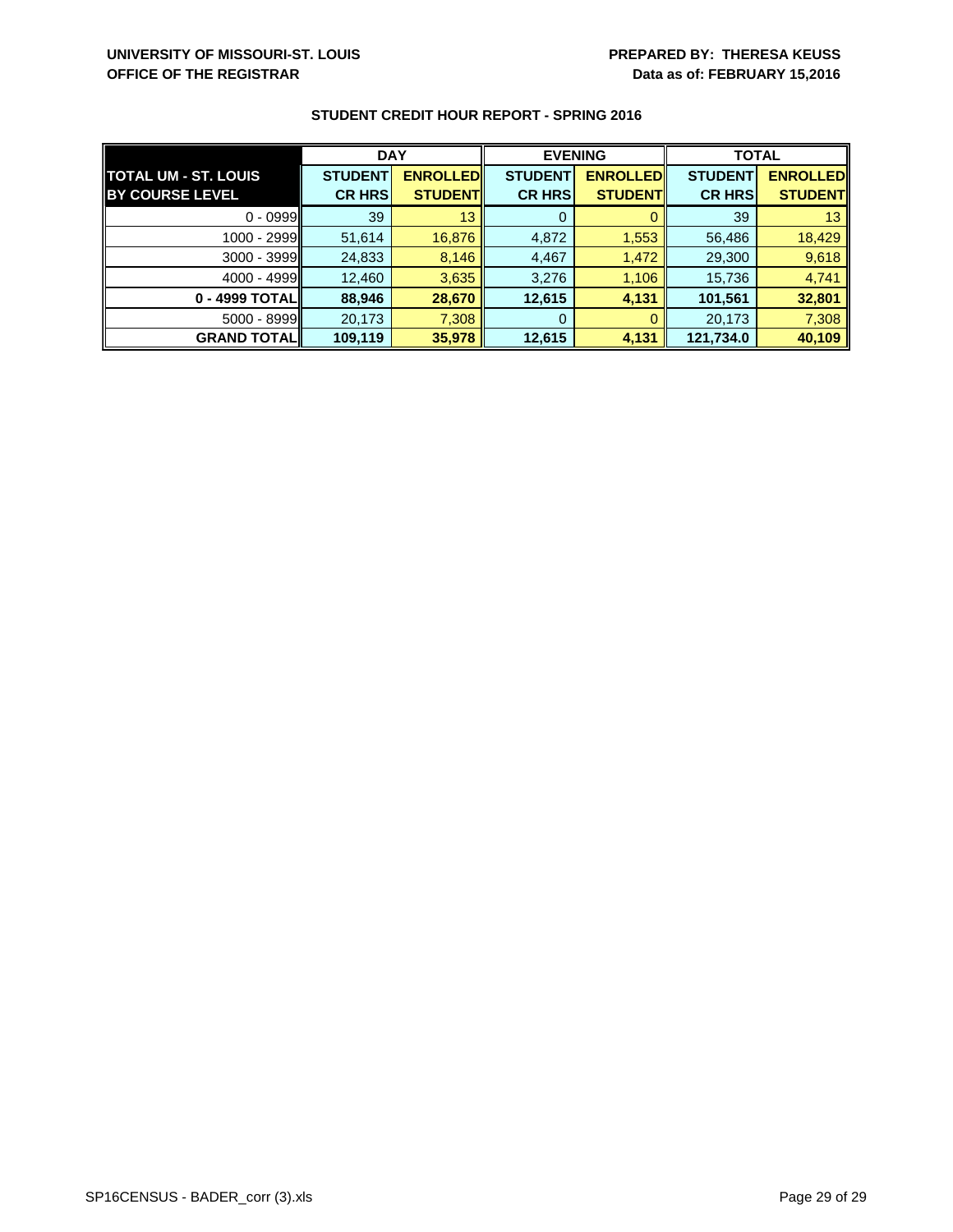**UNIVERSITY OF MISSOURI-ST. LOUIS**
**OFFICE OF THE REGISTRAR**

**PREPARED BY: THERESA KEUSS**
**Data as of: FEBRUARY 15,2016**

## STUDENT CREDIT HOUR REPORT - SPRING 2016

| | DAY | | EVENING | | TOTAL | |
|---|---|---|---|---|---|---|
| **TOTAL UM - ST. LOUIS BY COURSE LEVEL** | **STUDENT CR HRS** | **ENROLLED STUDENT** | **STUDENT CR HRS** | **ENROLLED STUDENT** | **STUDENT CR HRS** | **ENROLLED STUDENT** |
| 0 - 0999 | 39 | 13 | 0 | 0 | 39 | 13 |
| 1000 - 2999 | 51,614 | 16,876 | 4,872 | 1,553 | 56,486 | 18,429 |
| 3000 - 3999 | 24,833 | 8,146 | 4,467 | 1,472 | 29,300 | 9,618 |
| 4000 - 4999 | 12,460 | 3,635 | 3,276 | 1,106 | 15,736 | 4,741 |
| **0 - 4999 TOTAL** | **88,946** | **28,670** | **12,615** | **4,131** | **101,561** | **32,801** |
| 5000 - 8999 | 20,173 | 7,308 | 0 | 0 | 20,173 | 7,308 |
| **GRAND TOTAL** | **109,119** | **35,978** | **12,615** | **4,131** | **121,734.0** | **40,109** |

SP16CENSUS - BADER_corr (3).xls